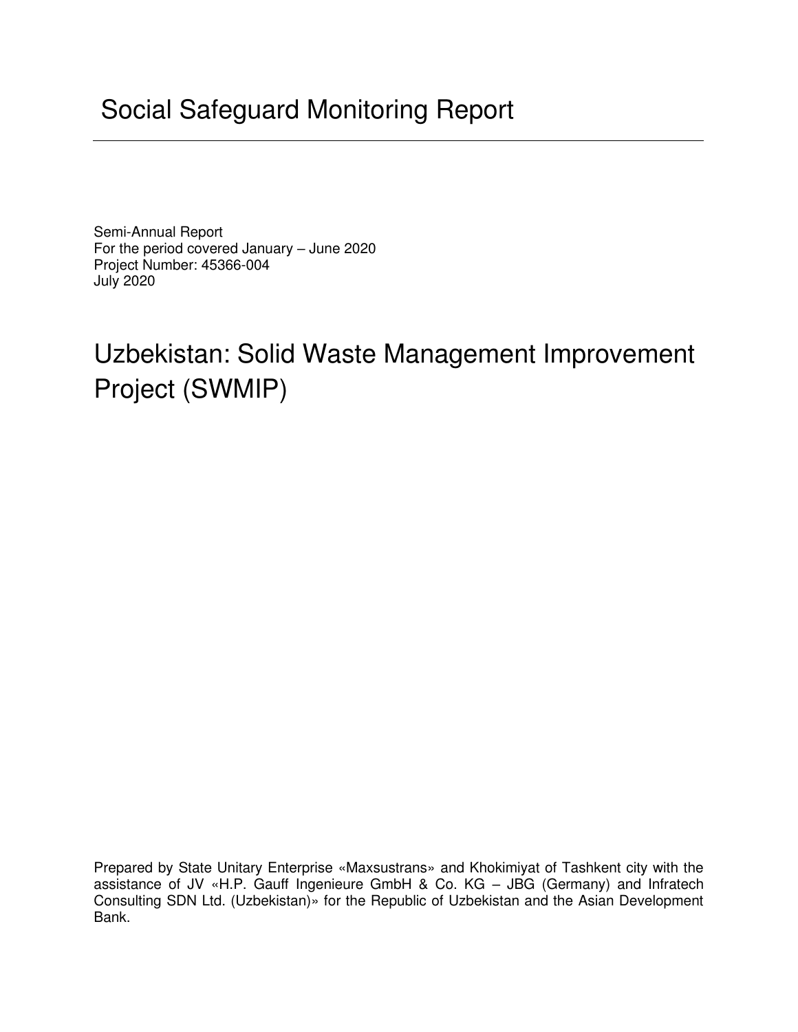# Social Safeguard Monitoring Report

Semi-Annual Report
For the period covered January – June 2020
Project Number: 45366-004
July 2020

# Uzbekistan: Solid Waste Management Improvement Project (SWMIP)

Prepared by State Unitary Enterprise «Maxsustrans» and Khokimiyat of Tashkent city with the assistance of JV «H.P. Gauff Ingenieure GmbH & Co. KG – JBG (Germany) and Infratech Consulting SDN Ltd. (Uzbekistan)» for the Republic of Uzbekistan and the Asian Development Bank.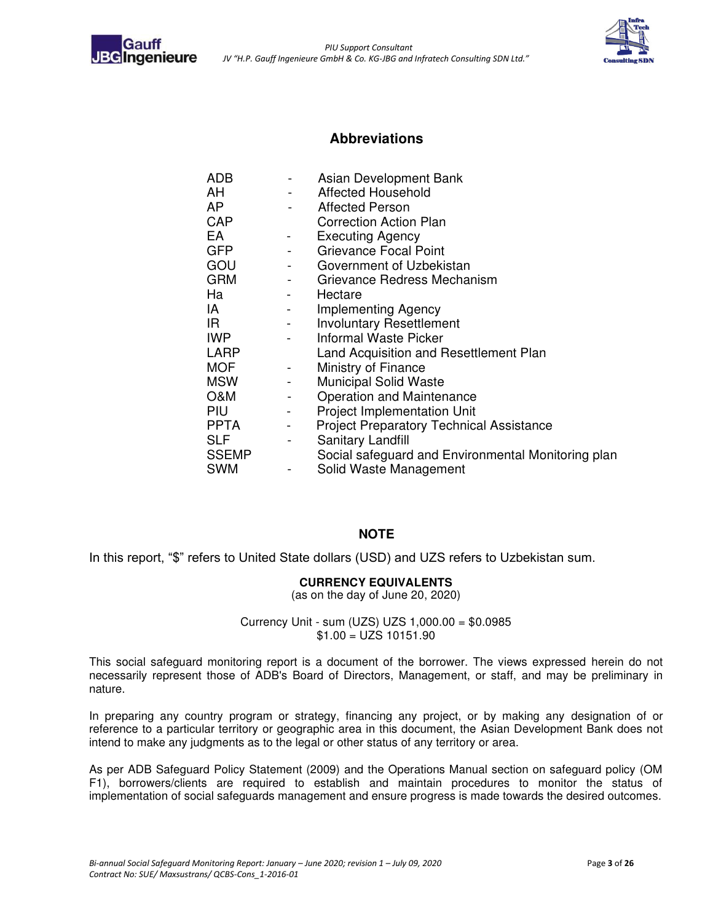## Abbreviations

| | | |
|---|---|---|
| ADB | - | Asian Development Bank |
| AH | - | Affected Household |
| AP | - | Affected Person |
| CAP | | Correction Action Plan |
| EA | - | Executing Agency |
| GFP | - | Grievance Focal Point |
| GOU | - | Government of Uzbekistan |
| GRM | - | Grievance Redress Mechanism |
| Ha | - | Hectare |
| IA | - | Implementing Agency |
| IR | - | Involuntary Resettlement |
| IWP | - | Informal Waste Picker |
| LARP | | Land Acquisition and Resettlement Plan |
| MOF | - | Ministry of Finance |
| MSW | - | Municipal Solid Waste |
| O&M | - | Operation and Maintenance |
| PIU | - | Project Implementation Unit |
| PPTA | - | Project Preparatory Technical Assistance |
| SLF | - | Sanitary Landfill |
| SSEMP | | Social safeguard and Environmental Monitoring plan |
| SWM | - | Solid Waste Management |

## NOTE

In this report, "$" refers to United State dollars (USD) and UZS refers to Uzbekistan sum.

**CURRENCY EQUIVALENTS**
(as on the day of June 20, 2020)

Currency Unit - sum (UZS) UZS 1,000.00 = $0.0985
$1.00 = UZS 10151.90

This social safeguard monitoring report is a document of the borrower. The views expressed herein do not necessarily represent those of ADB's Board of Directors, Management, or staff, and may be preliminary in nature.

In preparing any country program or strategy, financing any project, or by making any designation of or reference to a particular territory or geographic area in this document, the Asian Development Bank does not intend to make any judgments as to the legal or other status of any territory or area.

As per ADB Safeguard Policy Statement (2009) and the Operations Manual section on safeguard policy (OM F1), borrowers/clients are required to establish and maintain procedures to monitor the status of implementation of social safeguards management and ensure progress is made towards the desired outcomes.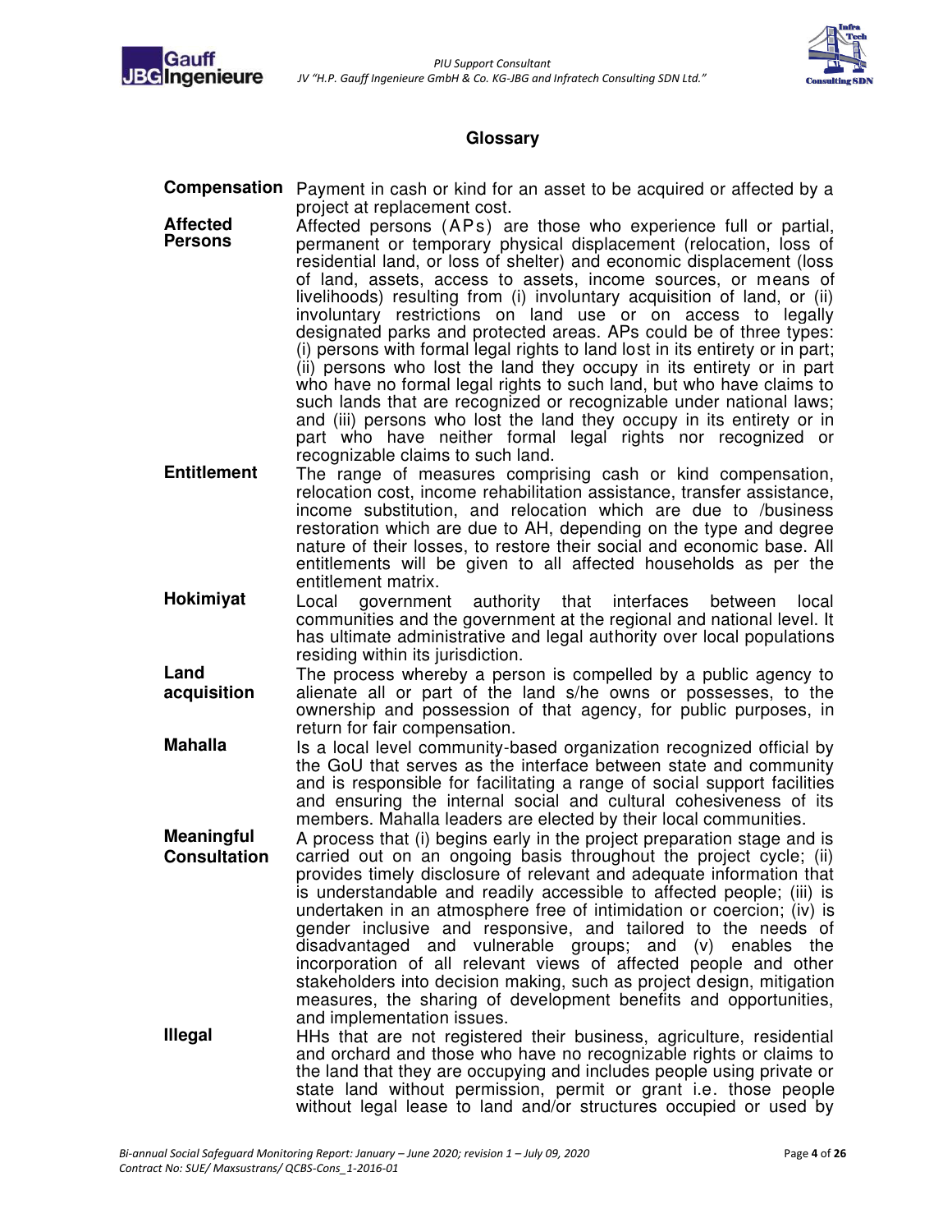## Glossary

**Compensation** Payment in cash or kind for an asset to be acquired or affected by a project at replacement cost.

**Affected Persons** Affected persons (APs) are those who experience full or partial, permanent or temporary physical displacement (relocation, loss of residential land, or loss of shelter) and economic displacement (loss of land, assets, access to assets, income sources, or means of livelihoods) resulting from (i) involuntary acquisition of land, or (ii) involuntary restrictions on land use or on access to legally designated parks and protected areas. APs could be of three types: (i) persons with formal legal rights to land lost in its entirety or in part; (ii) persons who lost the land they occupy in its entirety or in part who have no formal legal rights to such land, but who have claims to such lands that are recognized or recognizable under national laws; and (iii) persons who lost the land they occupy in its entirety or in part who have neither formal legal rights nor recognized or recognizable claims to such land.

**Entitlement** The range of measures comprising cash or kind compensation, relocation cost, income rehabilitation assistance, transfer assistance, income substitution, and relocation which are due to /business restoration which are due to AH, depending on the type and degree nature of their losses, to restore their social and economic base. All entitlements will be given to all affected households as per the entitlement matrix.

**Hokimiyat** Local government authority that interfaces between local communities and the government at the regional and national level. It has ultimate administrative and legal authority over local populations residing within its jurisdiction.

**Land acquisition** The process whereby a person is compelled by a public agency to alienate all or part of the land s/he owns or possesses, to the ownership and possession of that agency, for public purposes, in return for fair compensation.

**Mahalla** Is a local level community-based organization recognized official by the GoU that serves as the interface between state and community and is responsible for facilitating a range of social support facilities and ensuring the internal social and cultural cohesiveness of its members. Mahalla leaders are elected by their local communities.

**Meaningful Consultation** A process that (i) begins early in the project preparation stage and is carried out on an ongoing basis throughout the project cycle; (ii) provides timely disclosure of relevant and adequate information that is understandable and readily accessible to affected people; (iii) is undertaken in an atmosphere free of intimidation or coercion; (iv) is gender inclusive and responsive, and tailored to the needs of disadvantaged and vulnerable groups; and (v) enables the incorporation of all relevant views of affected people and other stakeholders into decision making, such as project design, mitigation measures, the sharing of development benefits and opportunities, and implementation issues.

**Illegal** HHs that are not registered their business, agriculture, residential and orchard and those who have no recognizable rights or claims to the land that they are occupying and includes people using private or state land without permission, permit or grant i.e. those people without legal lease to land and/or structures occupied or used by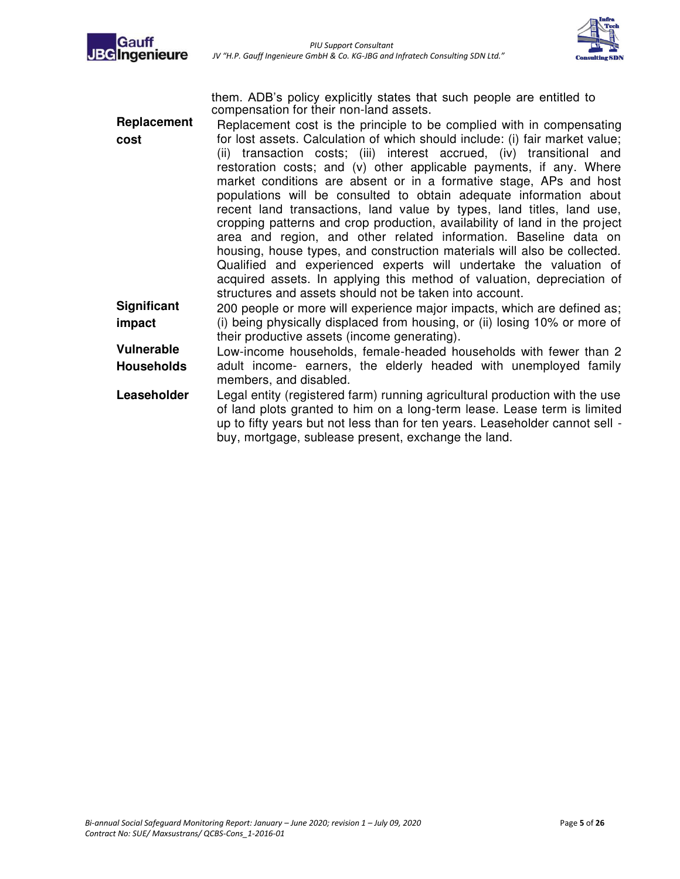| | |
|---|---|
| | them. ADB's policy explicitly states that such people are entitled to compensation for their non-land assets. |
| **Replacement cost** | Replacement cost is the principle to be complied with in compensating for lost assets. Calculation of which should include: (i) fair market value; (ii) transaction costs; (iii) interest accrued, (iv) transitional and restoration costs; and (v) other applicable payments, if any. Where market conditions are absent or in a formative stage, APs and host populations will be consulted to obtain adequate information about recent land transactions, land value by types, land titles, land use, cropping patterns and crop production, availability of land in the project area and region, and other related information. Baseline data on housing, house types, and construction materials will also be collected. Qualified and experienced experts will undertake the valuation of acquired assets. In applying this method of valuation, depreciation of structures and assets should not be taken into account. |
| **Significant impact** | 200 people or more will experience major impacts, which are defined as; (i) being physically displaced from housing, or (ii) losing 10% or more of their productive assets (income generating). |
| **Vulnerable Households** | Low-income households, female-headed households with fewer than 2 adult income- earners, the elderly headed with unemployed family members, and disabled. |
| **Leaseholder** | Legal entity (registered farm) running agricultural production with the use of land plots granted to him on a long-term lease. Lease term is limited up to fifty years but not less than for ten years. Leaseholder cannot sell - buy, mortgage, sublease present, exchange the land. |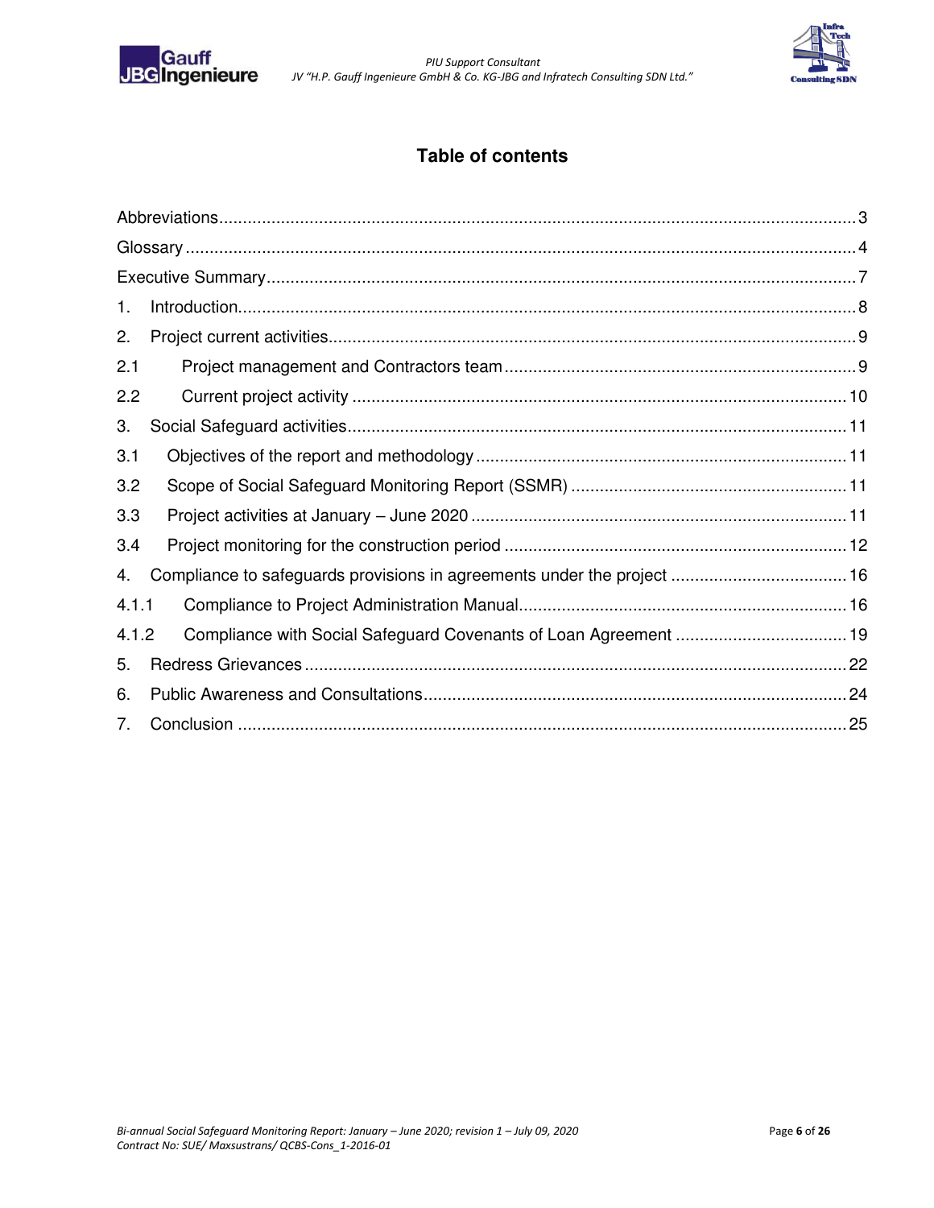## Table of contents

Abbreviations....................................................................................................................3
Glossary ...........................................................................................................................4
Executive Summary...........................................................................................................7
1. Introduction.................................................................................................................8
2. Project current activities..............................................................................................9
2.1 Project management and Contractors team.............................................................9
2.2 Current project activity ...........................................................................................10
3. Social Safeguard activities..........................................................................................11
3.1 Objectives of the report and methodology.................................................................11
3.2 Scope of Social Safeguard Monitoring Report (SSMR) .............................................11
3.3 Project activities at January – June 2020 ..................................................................11
3.4 Project monitoring for the construction period ..........................................................12
4. Compliance to safeguards provisions in agreements under the project .......................16
4.1.1 Compliance to Project Administration Manual.......................................................16
4.1.2 Compliance with Social Safeguard Covenants of Loan Agreement .......................19
5. Redress Grievances...................................................................................................22
6. Public Awareness and Consultations..........................................................................24
7. Conclusion ................................................................................................................25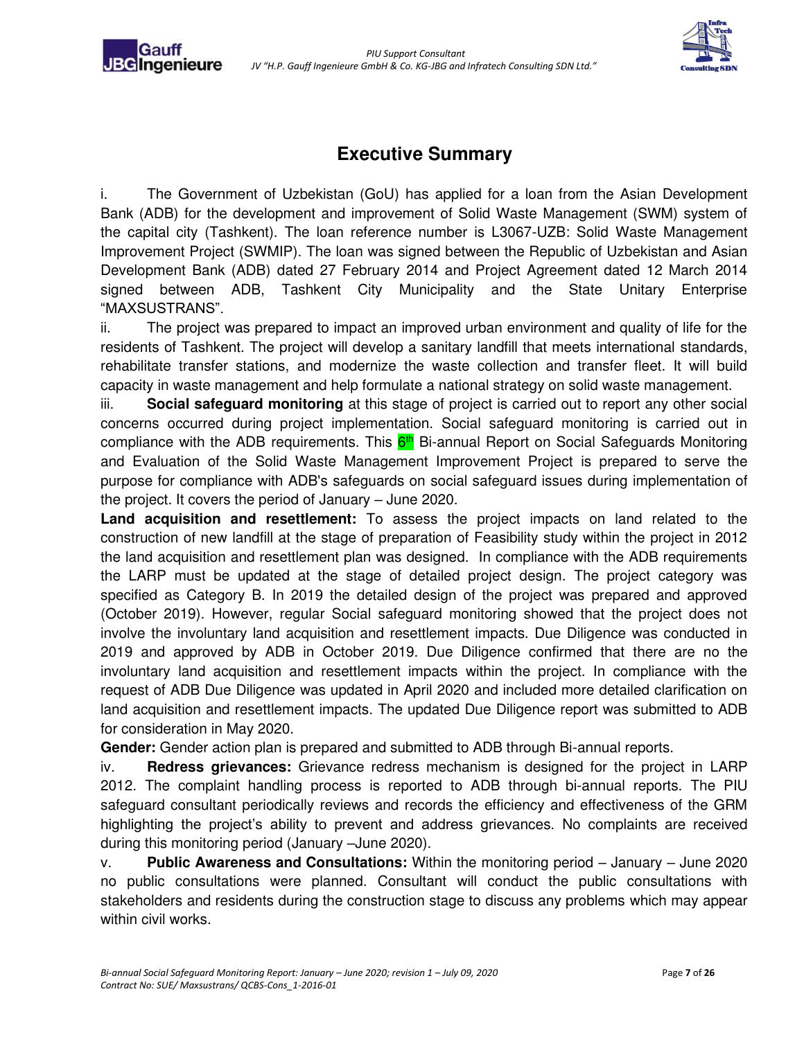# Executive Summary

i. The Government of Uzbekistan (GoU) has applied for a loan from the Asian Development Bank (ADB) for the development and improvement of Solid Waste Management (SWM) system of the capital city (Tashkent). The loan reference number is L3067-UZB: Solid Waste Management Improvement Project (SWMIP). The loan was signed between the Republic of Uzbekistan and Asian Development Bank (ADB) dated 27 February 2014 and Project Agreement dated 12 March 2014 signed between ADB, Tashkent City Municipality and the State Unitary Enterprise "MAXSUSTRANS".

ii. The project was prepared to impact an improved urban environment and quality of life for the residents of Tashkent. The project will develop a sanitary landfill that meets international standards, rehabilitate transfer stations, and modernize the waste collection and transfer fleet. It will build capacity in waste management and help formulate a national strategy on solid waste management.

iii. **Social safeguard monitoring** at this stage of project is carried out to report any other social concerns occurred during project implementation. Social safeguard monitoring is carried out in compliance with the ADB requirements. This 6th Bi-annual Report on Social Safeguards Monitoring and Evaluation of the Solid Waste Management Improvement Project is prepared to serve the purpose for compliance with ADB's safeguards on social safeguard issues during implementation of the project. It covers the period of January – June 2020.

**Land acquisition and resettlement:** To assess the project impacts on land related to the construction of new landfill at the stage of preparation of Feasibility study within the project in 2012 the land acquisition and resettlement plan was designed. In compliance with the ADB requirements the LARP must be updated at the stage of detailed project design. The project category was specified as Category B. In 2019 the detailed design of the project was prepared and approved (October 2019). However, regular Social safeguard monitoring showed that the project does not involve the involuntary land acquisition and resettlement impacts. Due Diligence was conducted in 2019 and approved by ADB in October 2019. Due Diligence confirmed that there are no the involuntary land acquisition and resettlement impacts within the project. In compliance with the request of ADB Due Diligence was updated in April 2020 and included more detailed clarification on land acquisition and resettlement impacts. The updated Due Diligence report was submitted to ADB for consideration in May 2020.

**Gender:** Gender action plan is prepared and submitted to ADB through Bi-annual reports.

iv. **Redress grievances:** Grievance redress mechanism is designed for the project in LARP 2012. The complaint handling process is reported to ADB through bi-annual reports. The PIU safeguard consultant periodically reviews and records the efficiency and effectiveness of the GRM highlighting the project's ability to prevent and address grievances. No complaints are received during this monitoring period (January –June 2020).

v. **Public Awareness and Consultations:** Within the monitoring period – January – June 2020 no public consultations were planned. Consultant will conduct the public consultations with stakeholders and residents during the construction stage to discuss any problems which may appear within civil works.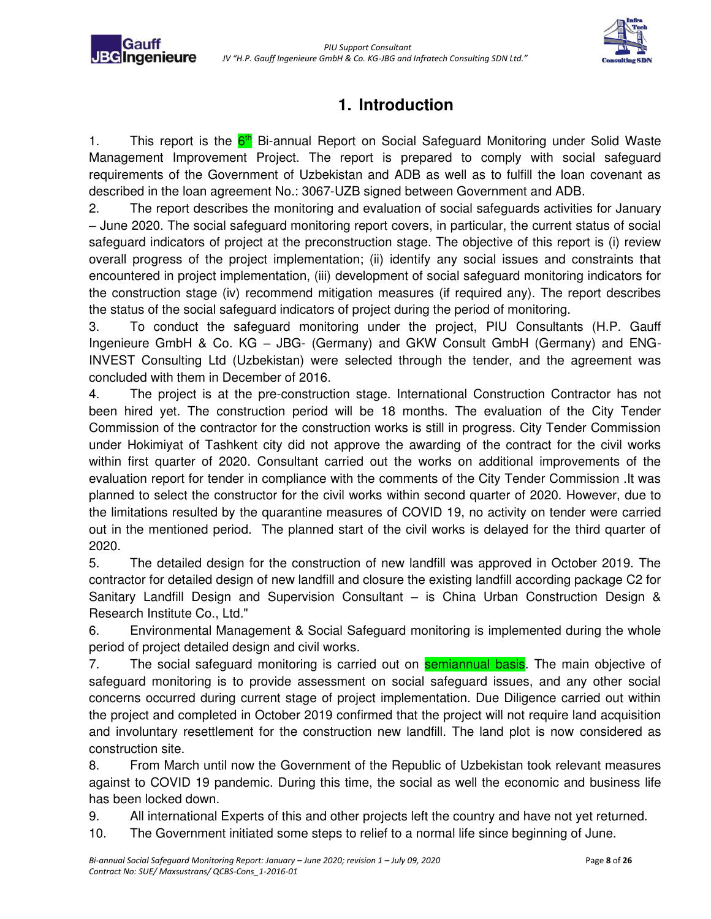# 1. Introduction

1. This report is the 6th Bi-annual Report on Social Safeguard Monitoring under Solid Waste Management Improvement Project. The report is prepared to comply with social safeguard requirements of the Government of Uzbekistan and ADB as well as to fulfill the loan covenant as described in the loan agreement No.: 3067-UZB signed between Government and ADB.

2. The report describes the monitoring and evaluation of social safeguards activities for January – June 2020. The social safeguard monitoring report covers, in particular, the current status of social safeguard indicators of project at the preconstruction stage. The objective of this report is (i) review overall progress of the project implementation; (ii) identify any social issues and constraints that encountered in project implementation, (iii) development of social safeguard monitoring indicators for the construction stage (iv) recommend mitigation measures (if required any). The report describes the status of the social safeguard indicators of project during the period of monitoring.

3. To conduct the safeguard monitoring under the project, PIU Consultants (H.P. Gauff Ingenieure GmbH & Co. KG – JBG- (Germany) and GKW Consult GmbH (Germany) and ENG-INVEST Consulting Ltd (Uzbekistan) were selected through the tender, and the agreement was concluded with them in December of 2016.

4. The project is at the pre-construction stage. International Construction Contractor has not been hired yet. The construction period will be 18 months. The evaluation of the City Tender Commission of the contractor for the construction works is still in progress. City Tender Commission under Hokimiyat of Tashkent city did not approve the awarding of the contract for the civil works within first quarter of 2020. Consultant carried out the works on additional improvements of the evaluation report for tender in compliance with the comments of the City Tender Commission .It was planned to select the constructor for the civil works within second quarter of 2020. However, due to the limitations resulted by the quarantine measures of COVID 19, no activity on tender were carried out in the mentioned period. The planned start of the civil works is delayed for the third quarter of 2020.

5. The detailed design for the construction of new landfill was approved in October 2019. The contractor for detailed design of new landfill and closure the existing landfill according package C2 for Sanitary Landfill Design and Supervision Consultant – is China Urban Construction Design & Research Institute Co., Ltd."

6. Environmental Management & Social Safeguard monitoring is implemented during the whole period of project detailed design and civil works.

7. The social safeguard monitoring is carried out on semiannual basis. The main objective of safeguard monitoring is to provide assessment on social safeguard issues, and any other social concerns occurred during current stage of project implementation. Due Diligence carried out within the project and completed in October 2019 confirmed that the project will not require land acquisition and involuntary resettlement for the construction new landfill. The land plot is now considered as construction site.

8. From March until now the Government of the Republic of Uzbekistan took relevant measures against to COVID 19 pandemic. During this time, the social as well the economic and business life has been locked down.

9. All international Experts of this and other projects left the country and have not yet returned.

10. The Government initiated some steps to relief to a normal life since beginning of June.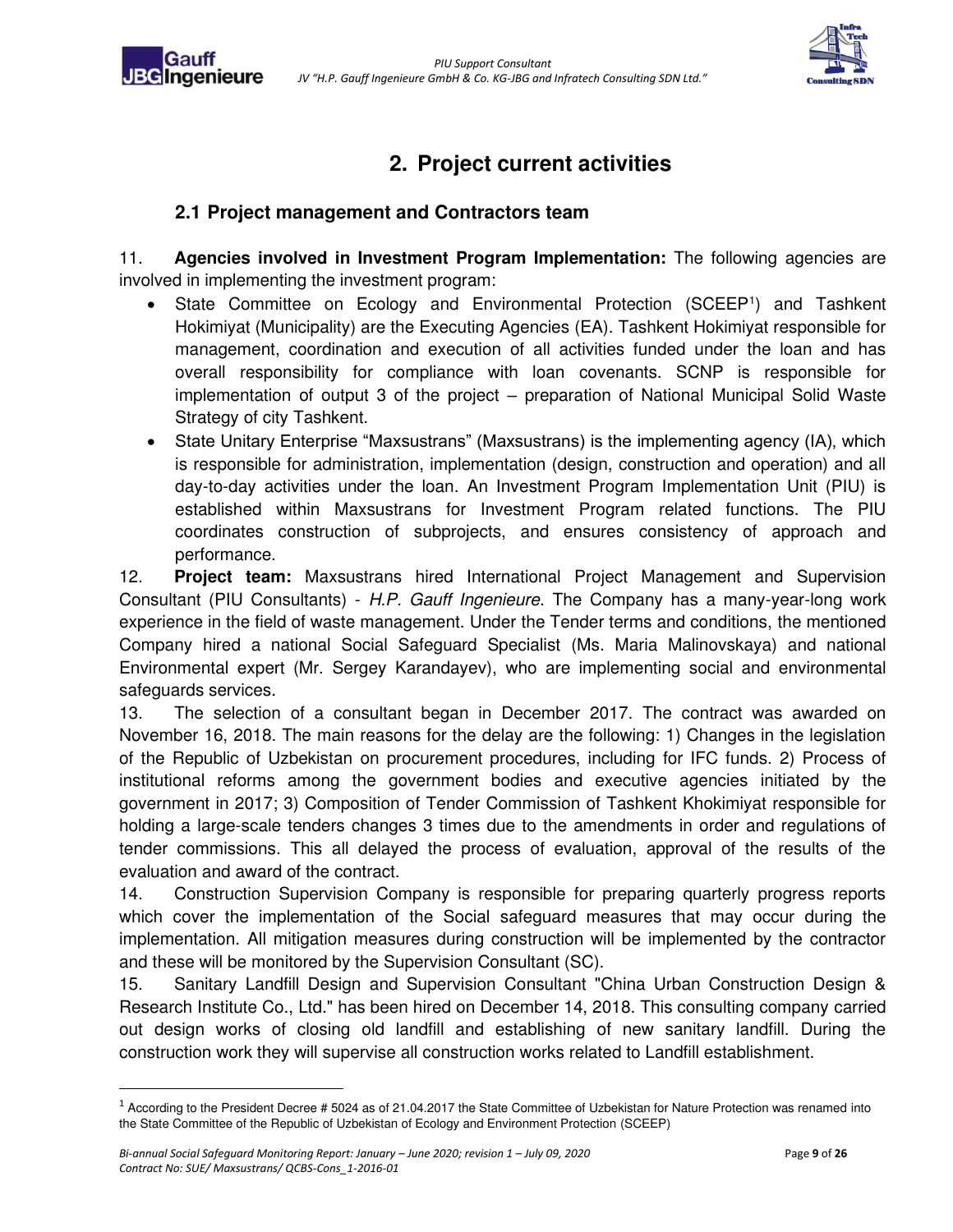# 2. Project current activities

## 2.1 Project management and Contractors team

11. **Agencies involved in Investment Program Implementation:** The following agencies are involved in implementing the investment program:

- State Committee on Ecology and Environmental Protection (SCEEP[1]) and Tashkent Hokimiyat (Municipality) are the Executing Agencies (EA). Tashkent Hokimiyat responsible for management, coordination and execution of all activities funded under the loan and has overall responsibility for compliance with loan covenants. SCNP is responsible for implementation of output 3 of the project – preparation of National Municipal Solid Waste Strategy of city Tashkent.
- State Unitary Enterprise "Maxsustrans" (Maxsustrans) is the implementing agency (IA), which is responsible for administration, implementation (design, construction and operation) and all day-to-day activities under the loan. An Investment Program Implementation Unit (PIU) is established within Maxsustrans for Investment Program related functions. The PIU coordinates construction of subprojects, and ensures consistency of approach and performance.

12. **Project team:** Maxsustrans hired International Project Management and Supervision Consultant (PIU Consultants) - *H.P. Gauff Ingenieure*. The Company has a many-year-long work experience in the field of waste management. Under the Tender terms and conditions, the mentioned Company hired a national Social Safeguard Specialist (Ms. Maria Malinovskaya) and national Environmental expert (Mr. Sergey Karandayev), who are implementing social and environmental safeguards services.

13. The selection of a consultant began in December 2017. The contract was awarded on November 16, 2018. The main reasons for the delay are the following: 1) Changes in the legislation of the Republic of Uzbekistan on procurement procedures, including for IFC funds. 2) Process of institutional reforms among the government bodies and executive agencies initiated by the government in 2017; 3) Composition of Tender Commission of Tashkent Khokimiyat responsible for holding a large-scale tenders changes 3 times due to the amendments in order and regulations of tender commissions. This all delayed the process of evaluation, approval of the results of the evaluation and award of the contract.

14. Construction Supervision Company is responsible for preparing quarterly progress reports which cover the implementation of the Social safeguard measures that may occur during the implementation. All mitigation measures during construction will be implemented by the contractor and these will be monitored by the Supervision Consultant (SC).

15. Sanitary Landfill Design and Supervision Consultant "China Urban Construction Design & Research Institute Co., Ltd." has been hired on December 14, 2018. This consulting company carried out design works of closing old landfill and establishing of new sanitary landfill. During the construction work they will supervise all construction works related to Landfill establishment.

---

[1] According to the President Decree # 5024 as of 21.04.2017 the State Committee of Uzbekistan for Nature Protection was renamed into the State Committee of the Republic of Uzbekistan of Ecology and Environment Protection (SCEEP)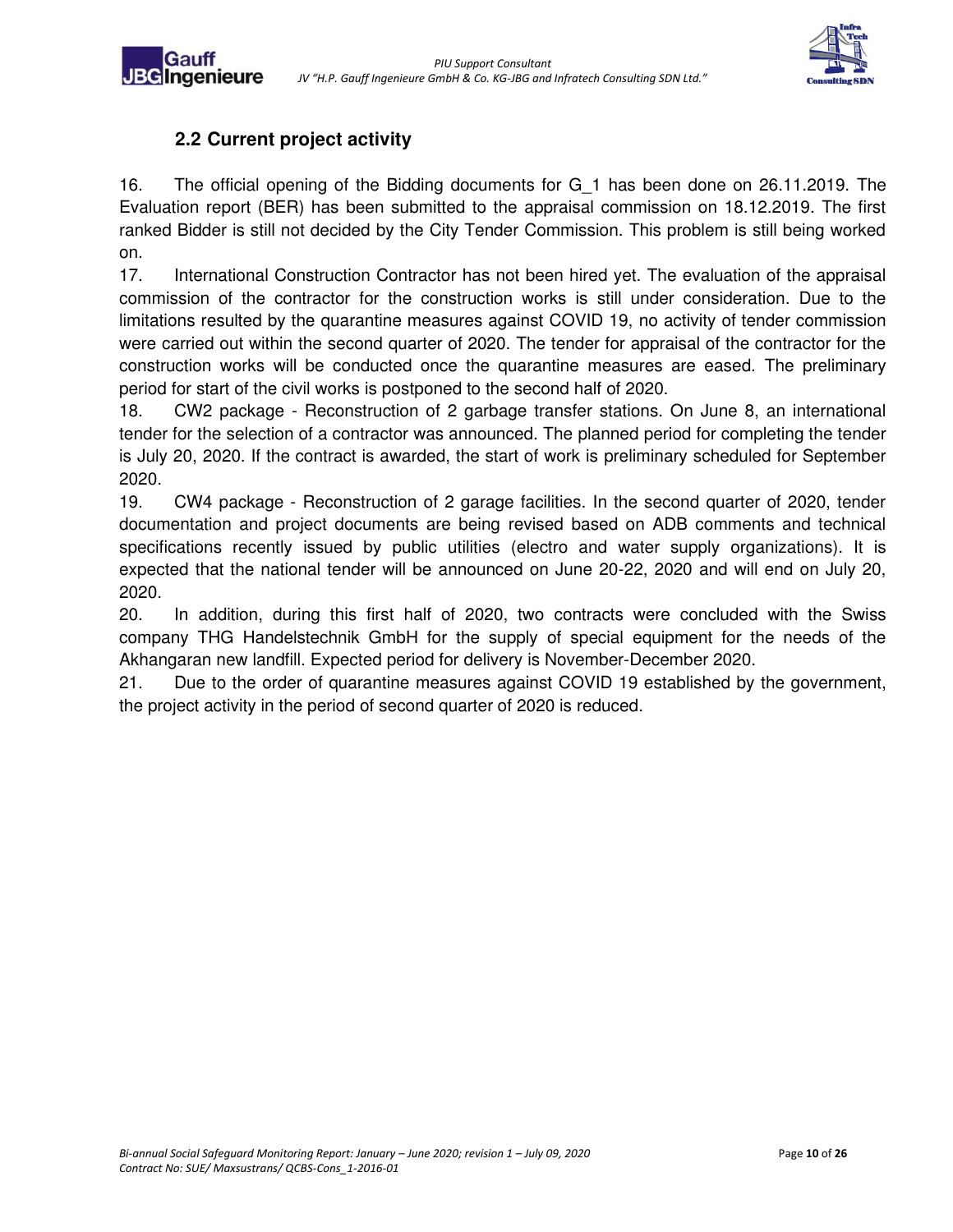## 2.2 Current project activity

16. The official opening of the Bidding documents for G_1 has been done on 26.11.2019. The Evaluation report (BER) has been submitted to the appraisal commission on 18.12.2019. The first ranked Bidder is still not decided by the City Tender Commission. This problem is still being worked on.

17. International Construction Contractor has not been hired yet. The evaluation of the appraisal commission of the contractor for the construction works is still under consideration. Due to the limitations resulted by the quarantine measures against COVID 19, no activity of tender commission were carried out within the second quarter of 2020. The tender for appraisal of the contractor for the construction works will be conducted once the quarantine measures are eased. The preliminary period for start of the civil works is postponed to the second half of 2020.

18. CW2 package - Reconstruction of 2 garbage transfer stations. On June 8, an international tender for the selection of a contractor was announced. The planned period for completing the tender is July 20, 2020. If the contract is awarded, the start of work is preliminary scheduled for September 2020.

19. CW4 package - Reconstruction of 2 garage facilities. In the second quarter of 2020, tender documentation and project documents are being revised based on ADB comments and technical specifications recently issued by public utilities (electro and water supply organizations). It is expected that the national tender will be announced on June 20-22, 2020 and will end on July 20, 2020.

20. In addition, during this first half of 2020, two contracts were concluded with the Swiss company THG Handelstechnik GmbH for the supply of special equipment for the needs of the Akhangaran new landfill. Expected period for delivery is November-December 2020.

21. Due to the order of quarantine measures against COVID 19 established by the government, the project activity in the period of second quarter of 2020 is reduced.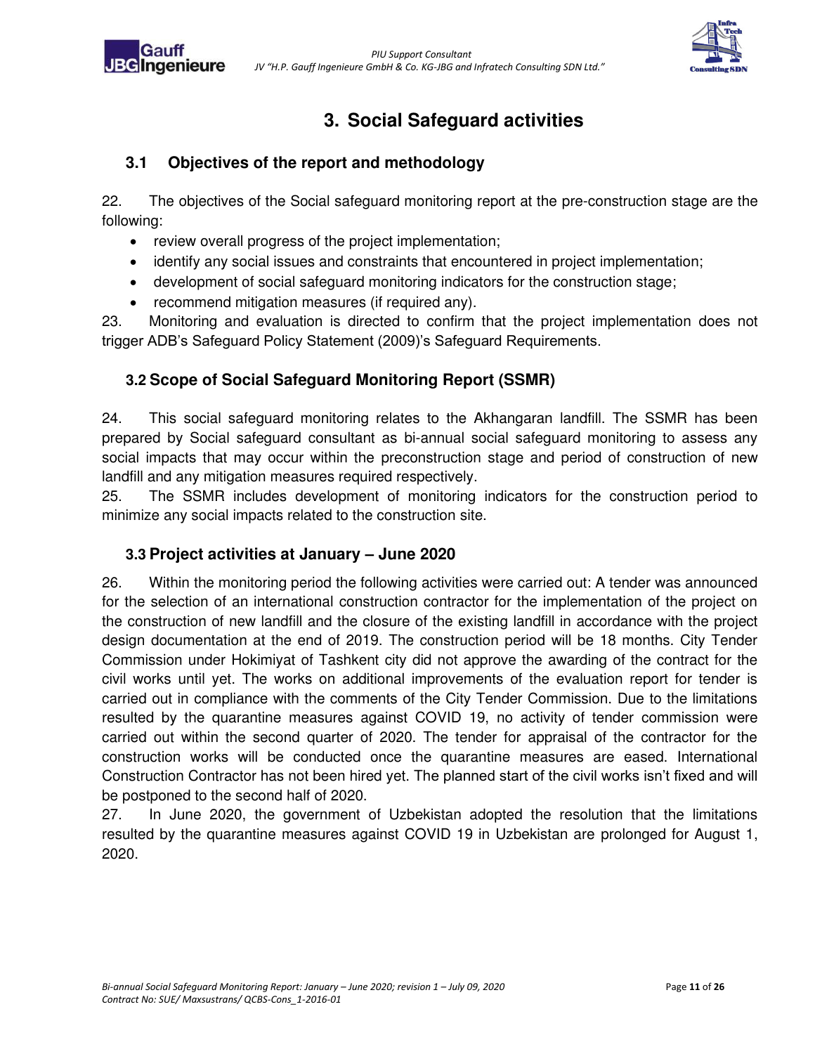# 3. Social Safeguard activities

## 3.1 Objectives of the report and methodology

22. The objectives of the Social safeguard monitoring report at the pre-construction stage are the following:

- review overall progress of the project implementation;
- identify any social issues and constraints that encountered in project implementation;
- development of social safeguard monitoring indicators for the construction stage;
- recommend mitigation measures (if required any).

23. Monitoring and evaluation is directed to confirm that the project implementation does not trigger ADB's Safeguard Policy Statement (2009)'s Safeguard Requirements.

## 3.2 Scope of Social Safeguard Monitoring Report (SSMR)

24. This social safeguard monitoring relates to the Akhangaran landfill. The SSMR has been prepared by Social safeguard consultant as bi-annual social safeguard monitoring to assess any social impacts that may occur within the preconstruction stage and period of construction of new landfill and any mitigation measures required respectively.

25. The SSMR includes development of monitoring indicators for the construction period to minimize any social impacts related to the construction site.

## 3.3 Project activities at January – June 2020

26. Within the monitoring period the following activities were carried out: A tender was announced for the selection of an international construction contractor for the implementation of the project on the construction of new landfill and the closure of the existing landfill in accordance with the project design documentation at the end of 2019. The construction period will be 18 months. City Tender Commission under Hokimiyat of Tashkent city did not approve the awarding of the contract for the civil works until yet. The works on additional improvements of the evaluation report for tender is carried out in compliance with the comments of the City Tender Commission. Due to the limitations resulted by the quarantine measures against COVID 19, no activity of tender commission were carried out within the second quarter of 2020. The tender for appraisal of the contractor for the construction works will be conducted once the quarantine measures are eased. International Construction Contractor has not been hired yet. The planned start of the civil works isn't fixed and will be postponed to the second half of 2020.

27. In June 2020, the government of Uzbekistan adopted the resolution that the limitations resulted by the quarantine measures against COVID 19 in Uzbekistan are prolonged for August 1, 2020.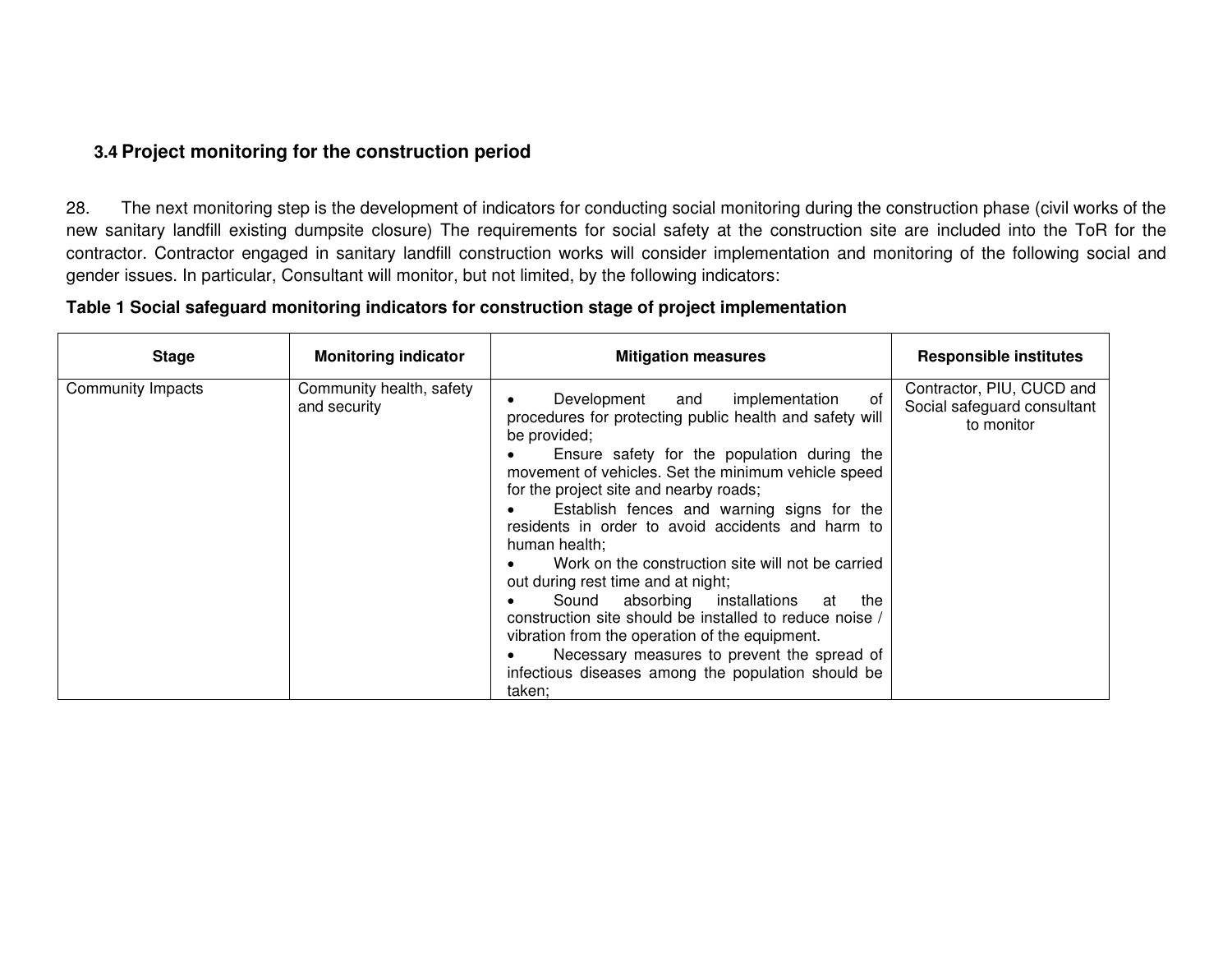### 3.4 Project monitoring for the construction period

28. The next monitoring step is the development of indicators for conducting social monitoring during the construction phase (civil works of the new sanitary landfill existing dumpsite closure) The requirements for social safety at the construction site are included into the ToR for the contractor. Contractor engaged in sanitary landfill construction works will consider implementation and monitoring of the following social and gender issues. In particular, Consultant will monitor, but not limited, by the following indicators:

**Table 1 Social safeguard monitoring indicators for construction stage of project implementation**

| Stage | Monitoring indicator | Mitigation measures | Responsible institutes |
|---|---|---|---|
| Community Impacts | Community health, safety and security | • Development and implementation of procedures for protecting public health and safety will be provided;<br>• Ensure safety for the population during the movement of vehicles. Set the minimum vehicle speed for the project site and nearby roads;<br>• Establish fences and warning signs for the residents in order to avoid accidents and harm to human health;<br>• Work on the construction site will not be carried out during rest time and at night;<br>• Sound absorbing installations at the construction site should be installed to reduce noise / vibration from the operation of the equipment.<br>• Necessary measures to prevent the spread of infectious diseases among the population should be taken; | Contractor, PIU, CUCD and Social safeguard consultant to monitor |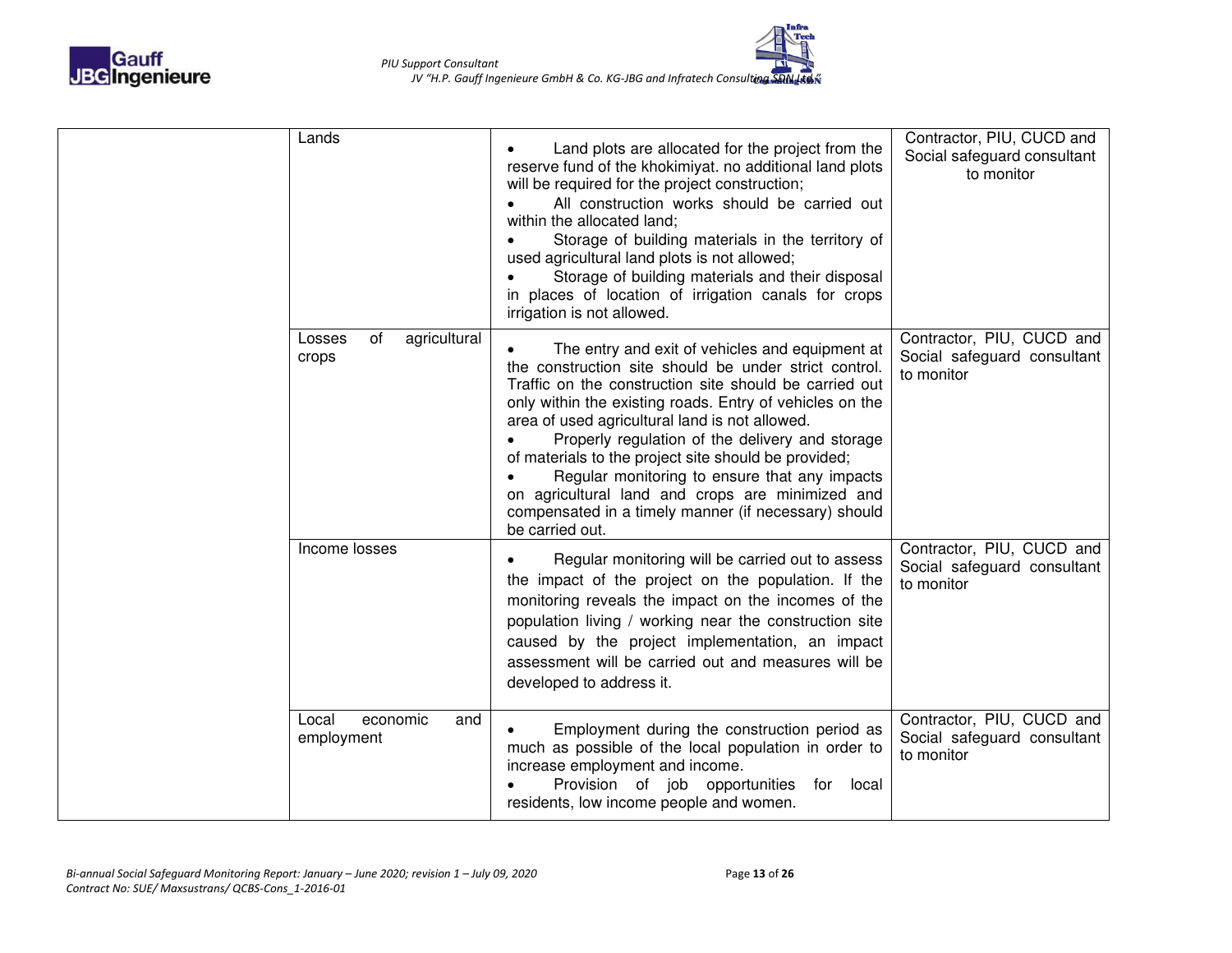| | | | |
|---|---|---|---|
| | Lands | • Land plots are allocated for the project from the reserve fund of the khokimiyat. no additional land plots will be required for the project construction;<br>• All construction works should be carried out within the allocated land;<br>• Storage of building materials in the territory of used agricultural land plots is not allowed;<br>• Storage of building materials and their disposal in places of location of irrigation canals for crops irrigation is not allowed. | Contractor, PIU, CUCD and Social safeguard consultant to monitor |
| | Losses of agricultural crops | • The entry and exit of vehicles and equipment at the construction site should be under strict control. Traffic on the construction site should be carried out only within the existing roads. Entry of vehicles on the area of used agricultural land is not allowed.<br>• Properly regulation of the delivery and storage of materials to the project site should be provided;<br>• Regular monitoring to ensure that any impacts on agricultural land and crops are minimized and compensated in a timely manner (if necessary) should be carried out. | Contractor, PIU, CUCD and Social safeguard consultant to monitor |
| | Income losses | • Regular monitoring will be carried out to assess the impact of the project on the population. If the monitoring reveals the impact on the incomes of the population living / working near the construction site caused by the project implementation, an impact assessment will be carried out and measures will be developed to address it. | Contractor, PIU, CUCD and Social safeguard consultant to monitor |
| | Local economic and employment | • Employment during the construction period as much as possible of the local population in order to increase employment and income.<br>• Provision of job opportunities for local residents, low income people and women. | Contractor, PIU, CUCD and Social safeguard consultant to monitor |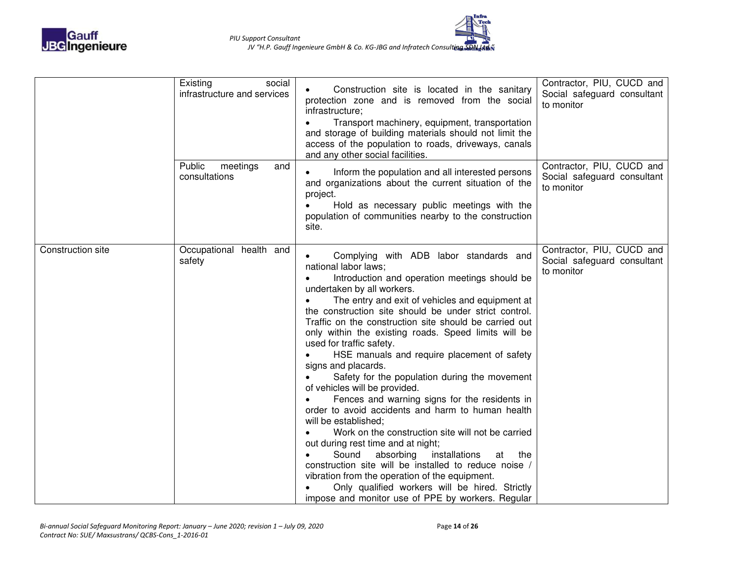| | | | |
|---|---|---|---|
| | Existing social infrastructure and services | • Construction site is located in the sanitary protection zone and is removed from the social infrastructure;<br>• Transport machinery, equipment, transportation and storage of building materials should not limit the access of the population to roads, driveways, canals and any other social facilities. | Contractor, PIU, CUCD and Social safeguard consultant to monitor |
| | Public meetings and consultations | • Inform the population and all interested persons and organizations about the current situation of the project.<br>• Hold as necessary public meetings with the population of communities nearby to the construction site. | Contractor, PIU, CUCD and Social safeguard consultant to monitor |
| Construction site | Occupational health and safety | • Complying with ADB labor standards and national labor laws;<br>• Introduction and operation meetings should be undertaken by all workers.<br>• The entry and exit of vehicles and equipment at the construction site should be under strict control. Traffic on the construction site should be carried out only within the existing roads. Speed limits will be used for traffic safety.<br>• HSE manuals and require placement of safety signs and placards.<br>• Safety for the population during the movement of vehicles will be provided.<br>• Fences and warning signs for the residents in order to avoid accidents and harm to human health will be established;<br>• Work on the construction site will not be carried out during rest time and at night;<br>• Sound absorbing installations at the construction site will be installed to reduce noise / vibration from the operation of the equipment.<br>• Only qualified workers will be hired. Strictly impose and monitor use of PPE by workers. Regular | Contractor, PIU, CUCD and Social safeguard consultant to monitor |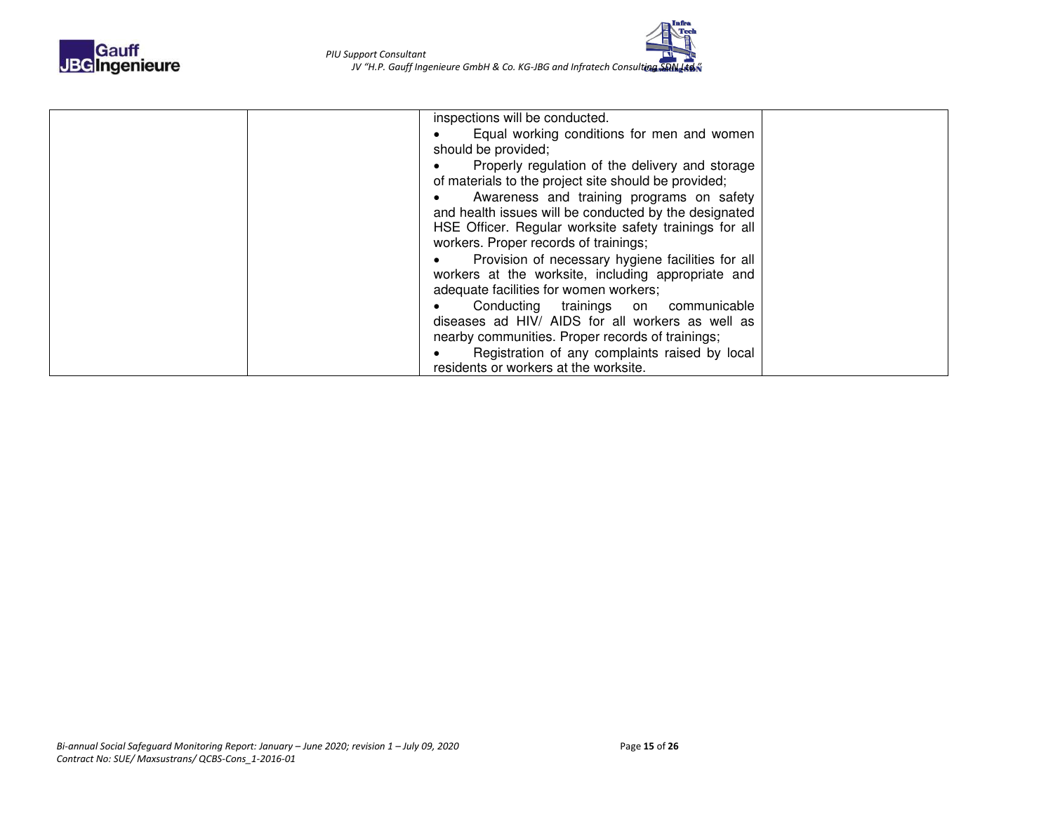|  |  |  |  |
|---|---|---|---|
|  |  | inspections will be conducted.<br>• Equal working conditions for men and women should be provided;<br>• Properly regulation of the delivery and storage of materials to the project site should be provided;<br>• Awareness and training programs on safety and health issues will be conducted by the designated HSE Officer. Regular worksite safety trainings for all workers. Proper records of trainings;<br>• Provision of necessary hygiene facilities for all workers at the worksite, including appropriate and adequate facilities for women workers;<br>• Conducting trainings on communicable diseases ad HIV/ AIDS for all workers as well as nearby communities. Proper records of trainings;<br>• Registration of any complaints raised by local residents or workers at the worksite. |  |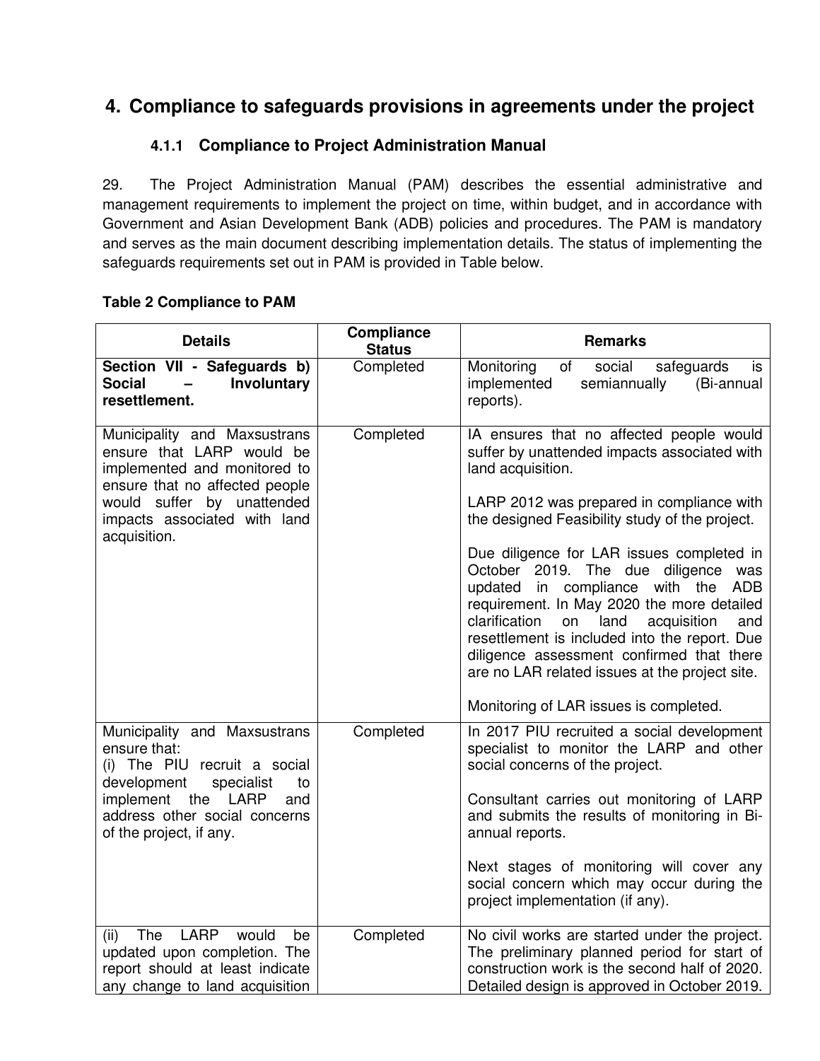# 4. Compliance to safeguards provisions in agreements under the project

### 4.1.1 Compliance to Project Administration Manual

29. The Project Administration Manual (PAM) describes the essential administrative and management requirements to implement the project on time, within budget, and in accordance with Government and Asian Development Bank (ADB) policies and procedures. The PAM is mandatory and serves as the main document describing implementation details. The status of implementing the safeguards requirements set out in PAM is provided in Table below.

**Table 2 Compliance to PAM**

| Details | Compliance Status | Remarks |
| --- | --- | --- |
| **Section VII - Safeguards b) Social – Involuntary resettlement.** | Completed | Monitoring of social safeguards is implemented semiannually (Bi-annual reports). |
| Municipality and Maxsustrans ensure that LARP would be implemented and monitored to ensure that no affected people would suffer by unattended impacts associated with land acquisition. | Completed | IA ensures that no affected people would suffer by unattended impacts associated with land acquisition.<br><br>LARP 2012 was prepared in compliance with the designed Feasibility study of the project.<br><br>Due diligence for LAR issues completed in October 2019. The due diligence was updated in compliance with the ADB requirement. In May 2020 the more detailed clarification on land acquisition and resettlement is included into the report. Due diligence assessment confirmed that there are no LAR related issues at the project site.<br><br>Monitoring of LAR issues is completed. |
| Municipality and Maxsustrans ensure that:<br>(i) The PIU recruit a social development specialist to implement the LARP and address other social concerns of the project, if any. | Completed | In 2017 PIU recruited a social development specialist to monitor the LARP and other social concerns of the project.<br><br>Consultant carries out monitoring of LARP and submits the results of monitoring in Bi-annual reports.<br><br>Next stages of monitoring will cover any social concern which may occur during the project implementation (if any). |
| (ii) The LARP would be updated upon completion. The report should at least indicate any change to land acquisition | Completed | No civil works are started under the project. The preliminary planned period for start of construction work is the second half of 2020. Detailed design is approved in October 2019. |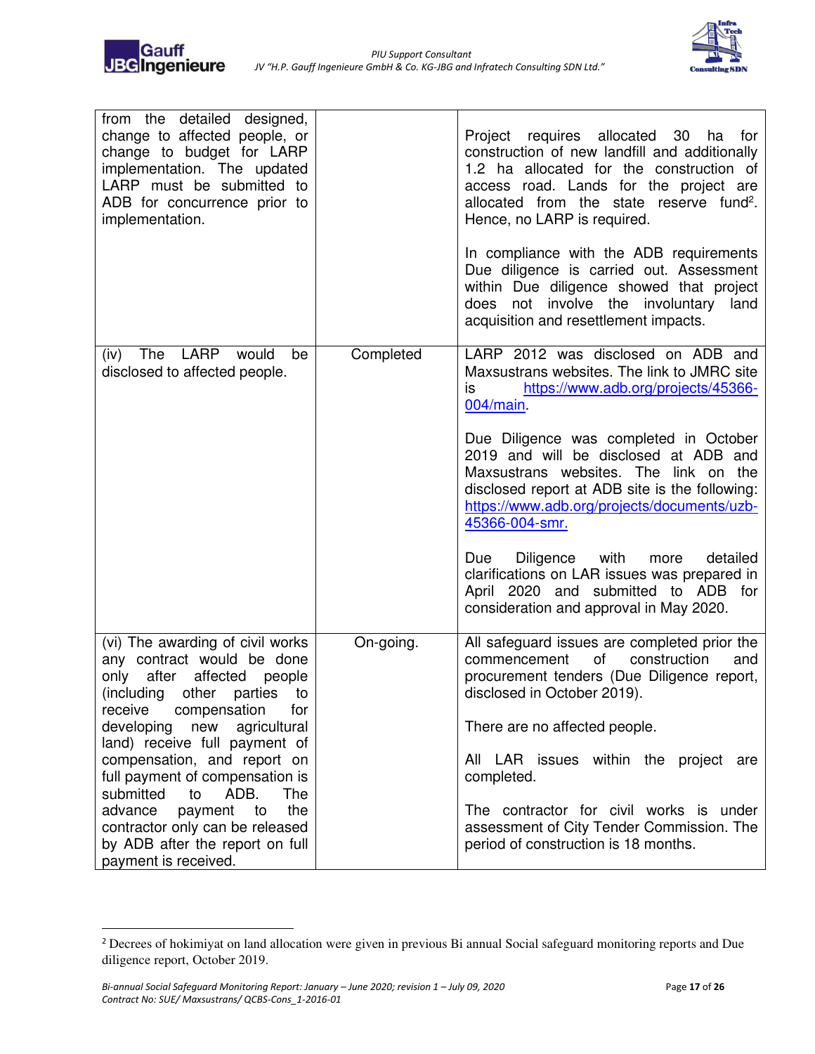| | | |
|---|---|---|
| from the detailed designed, change to affected people, or change to budget for LARP implementation. The updated LARP must be submitted to ADB for concurrence prior to implementation. | | Project requires allocated 30 ha for construction of new landfill and additionally 1.2 ha allocated for the construction of access road. Lands for the project are allocated from the state reserve fund[2]. Hence, no LARP is required.<br><br>In compliance with the ADB requirements Due diligence is carried out. Assessment within Due diligence showed that project does not involve the involuntary land acquisition and resettlement impacts. |
| (iv) The LARP would be disclosed to affected people. | Completed | LARP 2012 was disclosed on ADB and Maxsustrans websites. The link to JMRC site is https://www.adb.org/projects/45366-004/main.<br><br>Due Diligence was completed in October 2019 and will be disclosed at ADB and Maxsustrans websites. The link on the disclosed report at ADB site is the following: https://www.adb.org/projects/documents/uzb-45366-004-smr.<br><br>Due Diligence with more detailed clarifications on LAR issues was prepared in April 2020 and submitted to ADB for consideration and approval in May 2020. |
| (vi) The awarding of civil works any contract would be done only after affected people (including other parties to receive compensation for developing new agricultural land) receive full payment of compensation, and report on full payment of compensation is submitted to ADB. The advance payment to the contractor only can be released by ADB after the report on full payment is received. | On-going. | All safeguard issues are completed prior the commencement of construction and procurement tenders (Due Diligence report, disclosed in October 2019).<br><br>There are no affected people.<br><br>All LAR issues within the project are completed.<br><br>The contractor for civil works is under assessment of City Tender Commission. The period of construction is 18 months. |

[2] Decrees of hokimiyat on land allocation were given in previous Bi annual Social safeguard monitoring reports and Due diligence report, October 2019.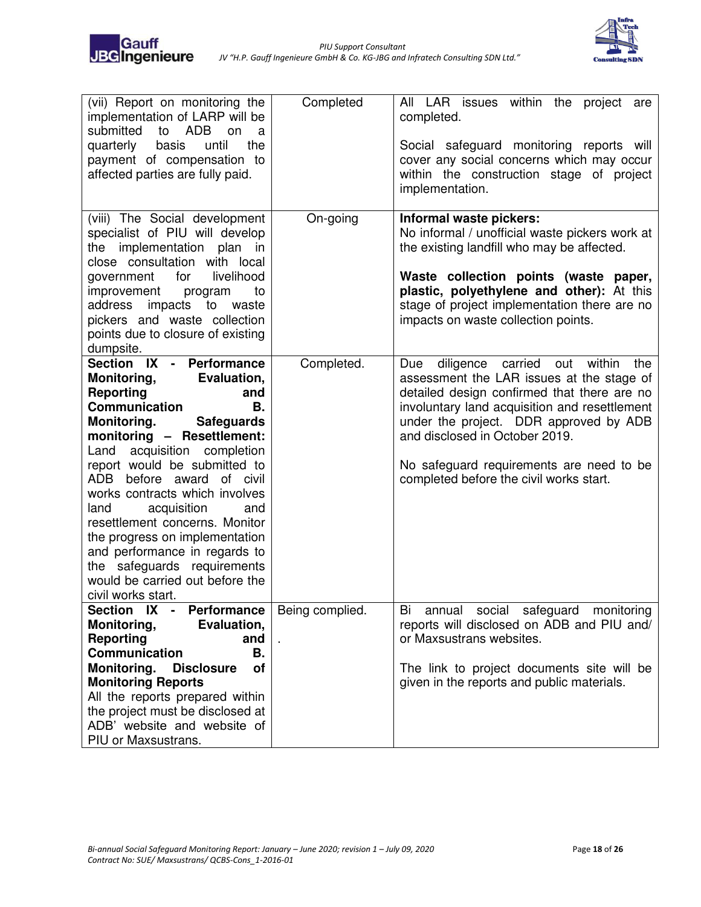| | | |
|---|---|---|
| (vii) Report on monitoring the implementation of LARP will be submitted to ADB on a quarterly basis until the payment of compensation to affected parties are fully paid. | Completed | All LAR issues within the project are completed.<br><br>Social safeguard monitoring reports will cover any social concerns which may occur within the construction stage of project implementation. |
| (viii) The Social development specialist of PIU will develop the implementation plan in close consultation with local government for livelihood improvement program to address impacts to waste pickers and waste collection points due to closure of existing dumpsite. | On-going | **Informal waste pickers:**<br>No informal / unofficial waste pickers work at the existing landfill who may be affected.<br><br>**Waste collection points (waste paper, plastic, polyethylene and other):** At this stage of project implementation there are no impacts on waste collection points. |
| **Section IX - Performance Monitoring, Evaluation, Reporting and Communication B. Monitoring. Safeguards monitoring – Resettlement:** Land acquisition completion report would be submitted to ADB before award of civil works contracts which involves land acquisition and resettlement concerns. Monitor the progress on implementation and performance in regards to the safeguards requirements would be carried out before the civil works start. | Completed. | Due diligence carried out within the assessment the LAR issues at the stage of detailed design confirmed that there are no involuntary land acquisition and resettlement under the project. DDR approved by ADB and disclosed in October 2019.<br><br>No safeguard requirements are need to be completed before the civil works start. |
| **Section IX - Performance Monitoring, Evaluation, Reporting and Communication B. Monitoring. Disclosure of Monitoring Reports**<br>All the reports prepared within the project must be disclosed at ADB' website and website of PIU or Maxsustrans. | Being complied.<br>. | Bi annual social safeguard monitoring reports will disclosed on ADB and PIU and/ or Maxsustrans websites.<br><br>The link to project documents site will be given in the reports and public materials. |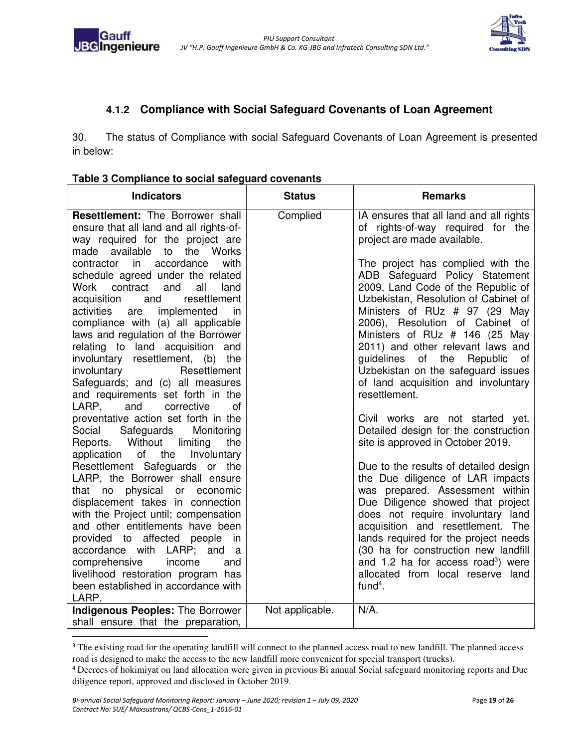### 4.1.2 Compliance with Social Safeguard Covenants of Loan Agreement

30. The status of Compliance with social Safeguard Covenants of Loan Agreement is presented in below:

**Table 3 Compliance to social safeguard covenants**

| Indicators | Status | Remarks |
|---|---|---|
| **Resettlement:** The Borrower shall ensure that all land and all rights-of-way required for the project are made available to the Works contractor in accordance with schedule agreed under the related Work contract and all land acquisition and resettlement activities are implemented in compliance with (a) all applicable laws and regulation of the Borrower relating to land acquisition and involuntary resettlement, (b) the involuntary Resettlement Safeguards; and (c) all measures and requirements set forth in the LARP, and corrective of preventative action set forth in the Social Safeguards Monitoring Reports. Without limiting the application of the Involuntary Resettlement Safeguards or the LARP, the Borrower shall ensure that no physical or economic displacement takes in connection with the Project until; compensation and other entitlements have been provided to affected people in accordance with LARP; and a comprehensive income and livelihood restoration program has been established in accordance with LARP. | Complied | IA ensures that all land and all rights of rights-of-way required for the project are made available.<br><br>The project has complied with the ADB Safeguard Policy Statement 2009, Land Code of the Republic of Uzbekistan, Resolution of Cabinet of Ministers of RUz # 97 (29 May 2006), Resolution of Cabinet of Ministers of RUz # 146 (25 May 2011) and other relevant laws and guidelines of the Republic of Uzbekistan on the safeguard issues of land acquisition and involuntary resettlement.<br><br>Civil works are not started yet. Detailed design for the construction site is approved in October 2019.<br><br>Due to the results of detailed design the Due diligence of LAR impacts was prepared. Assessment within Due Diligence showed that project does not require involuntary land acquisition and resettlement. The lands required for the project needs (30 ha for construction new landfill and 1.2 ha for access road[3]) were allocated from local reserve land fund[4]. |
| **Indigenous Peoples:** The Borrower shall ensure that the preparation, | Not applicable. | N/A. |

[3] The existing road for the operating landfill will connect to the planned access road to new landfill. The planned access road is designed to make the access to the new landfill more convenient for special transport (trucks).

[4] Decrees of hokimiyat on land allocation were given in previous Bi annual Social safeguard monitoring reports and Due diligence report, approved and disclosed in October 2019.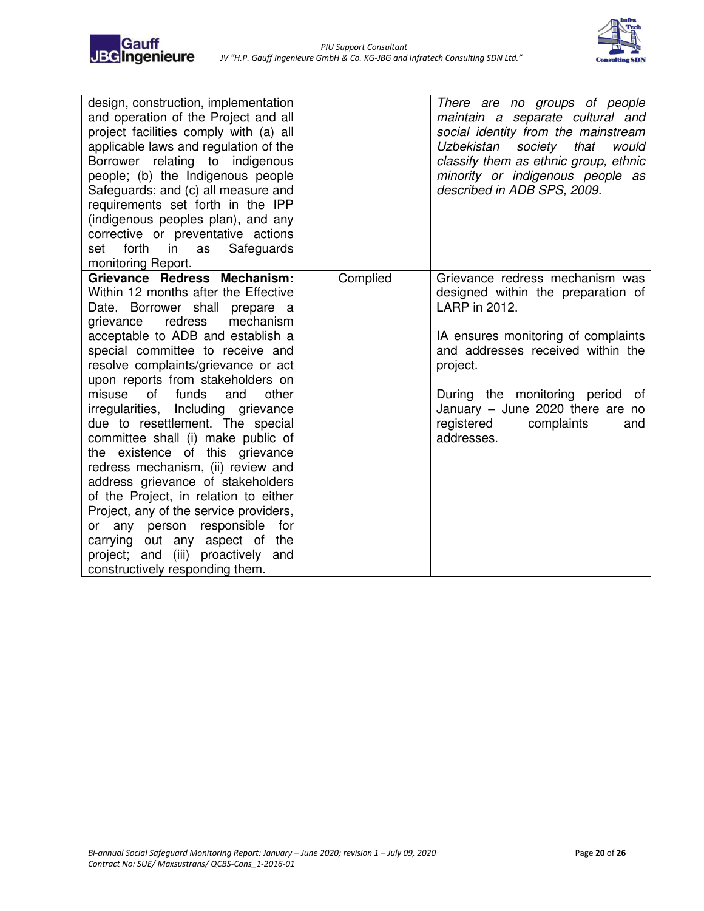| | | |
|---|---|---|
| design, construction, implementation and operation of the Project and all project facilities comply with (a) all applicable laws and regulation of the Borrower relating to indigenous people; (b) the Indigenous people Safeguards; and (c) all measure and requirements set forth in the IPP (indigenous peoples plan), and any corrective or preventative actions set forth in as Safeguards monitoring Report. | | *There are no groups of people maintain a separate cultural and social identity from the mainstream Uzbekistan society that would classify them as ethnic group, ethnic minority or indigenous people as described in ADB SPS, 2009.* |
| **Grievance Redress Mechanism:** Within 12 months after the Effective Date, Borrower shall prepare a grievance redress mechanism acceptable to ADB and establish a special committee to receive and resolve complaints/grievance or act upon reports from stakeholders on misuse of funds and other irregularities, Including grievance due to resettlement. The special committee shall (i) make public of the existence of this grievance redress mechanism, (ii) review and address grievance of stakeholders of the Project, in relation to either Project, any of the service providers, or any person responsible for carrying out any aspect of the project; and (iii) proactively and constructively responding them. | Complied | Grievance redress mechanism was designed within the preparation of LARP in 2012.<br><br>IA ensures monitoring of complaints and addresses received within the project.<br><br>During the monitoring period of January – June 2020 there are no registered complaints and addresses. |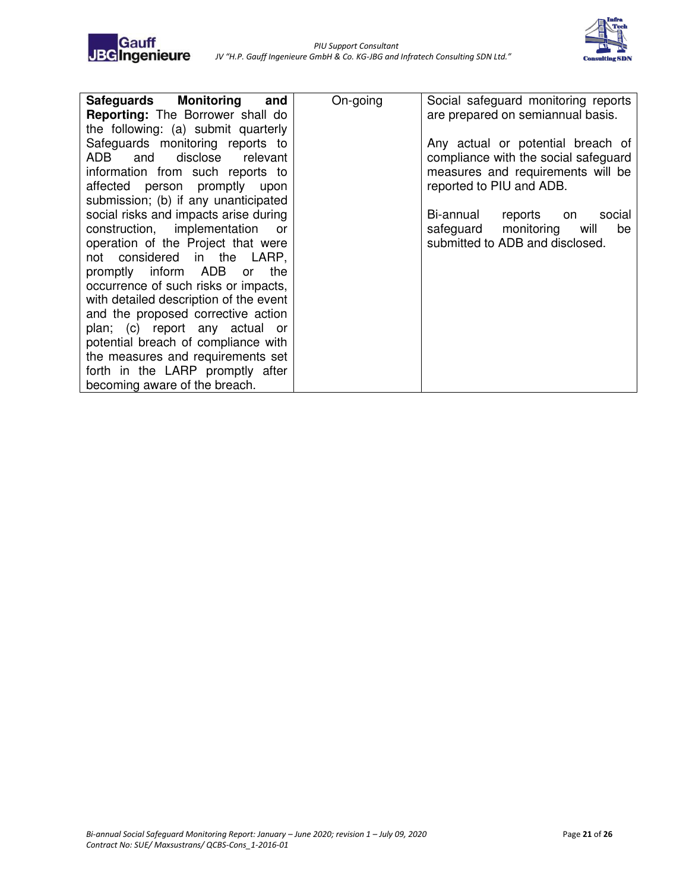| | | |
|---|---|---|
| **Safeguards Monitoring and Reporting:** The Borrower shall do the following: (a) submit quarterly Safeguards monitoring reports to ADB and disclose relevant information from such reports to affected person promptly upon submission; (b) if any unanticipated social risks and impacts arise during construction, implementation or operation of the Project that were not considered in the LARP, promptly inform ADB or the occurrence of such risks or impacts, with detailed description of the event and the proposed corrective action plan; (c) report any actual or potential breach of compliance with the measures and requirements set forth in the LARP promptly after becoming aware of the breach. | On-going | Social safeguard monitoring reports are prepared on semiannual basis.<br><br>Any actual or potential breach of compliance with the social safeguard measures and requirements will be reported to PIU and ADB.<br><br>Bi-annual reports on social safeguard monitoring will be submitted to ADB and disclosed. |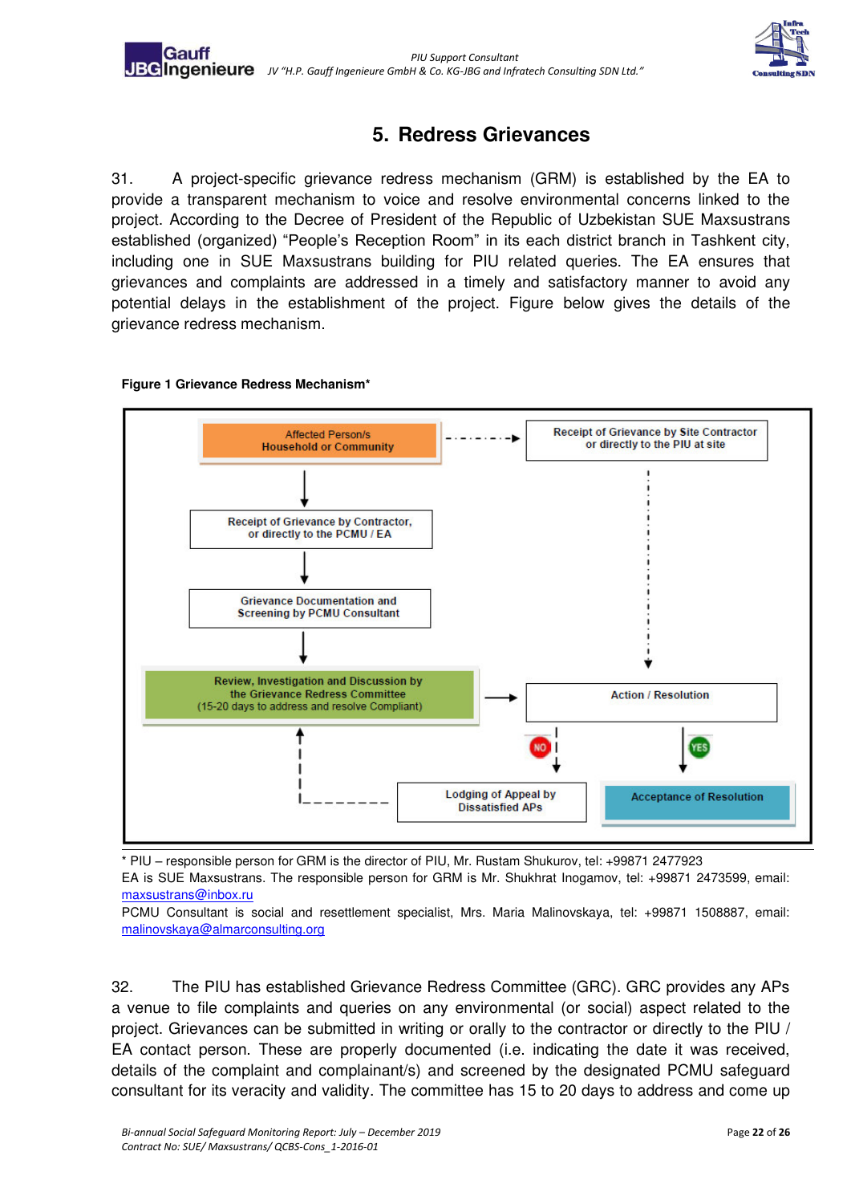# 5. Redress Grievances

31. A project-specific grievance redress mechanism (GRM) is established by the EA to provide a transparent mechanism to voice and resolve environmental concerns linked to the project. According to the Decree of President of the Republic of Uzbekistan SUE Maxsustrans established (organized) “People’s Reception Room” in its each district branch in Tashkent city, including one in SUE Maxsustrans building for PIU related queries. The EA ensures that grievances and complaints are addressed in a timely and satisfactory manner to avoid any potential delays in the establishment of the project. Figure below gives the details of the grievance redress mechanism.

**Figure 1 Grievance Redress Mechanism***

Affected Person/s
Household or Community

Receipt of Grievance by Site Contractor or directly to the PIU at site

Receipt of Grievance by Contractor, or directly to the PCMU / EA

Grievance Documentation and Screening by PCMU Consultant

Review, Investigation and Discussion by the Grievance Redress Committee (15-20 days to address and resolve Compliant)

Action / Resolution

NO

YES

Lodging of Appeal by Dissatisfied APs

Acceptance of Resolution

\* PIU – responsible person for GRM is the director of PIU, Mr. Rustam Shukurov, tel: +99871 2477923
EA is SUE Maxsustrans. The responsible person for GRM is Mr. Shukhrat Inogamov, tel: +99871 2473599, email: maxsustrans@inbox.ru
PCMU Consultant is social and resettlement specialist, Mrs. Maria Malinovskaya, tel: +99871 1508887, email: malinovskaya@almarconsulting.org

32. The PIU has established Grievance Redress Committee (GRC). GRC provides any APs a venue to file complaints and queries on any environmental (or social) aspect related to the project. Grievances can be submitted in writing or orally to the contractor or directly to the PIU / EA contact person. These are properly documented (i.e. indicating the date it was received, details of the complaint and complainant/s) and screened by the designated PCMU safeguard consultant for its veracity and validity. The committee has 15 to 20 days to address and come up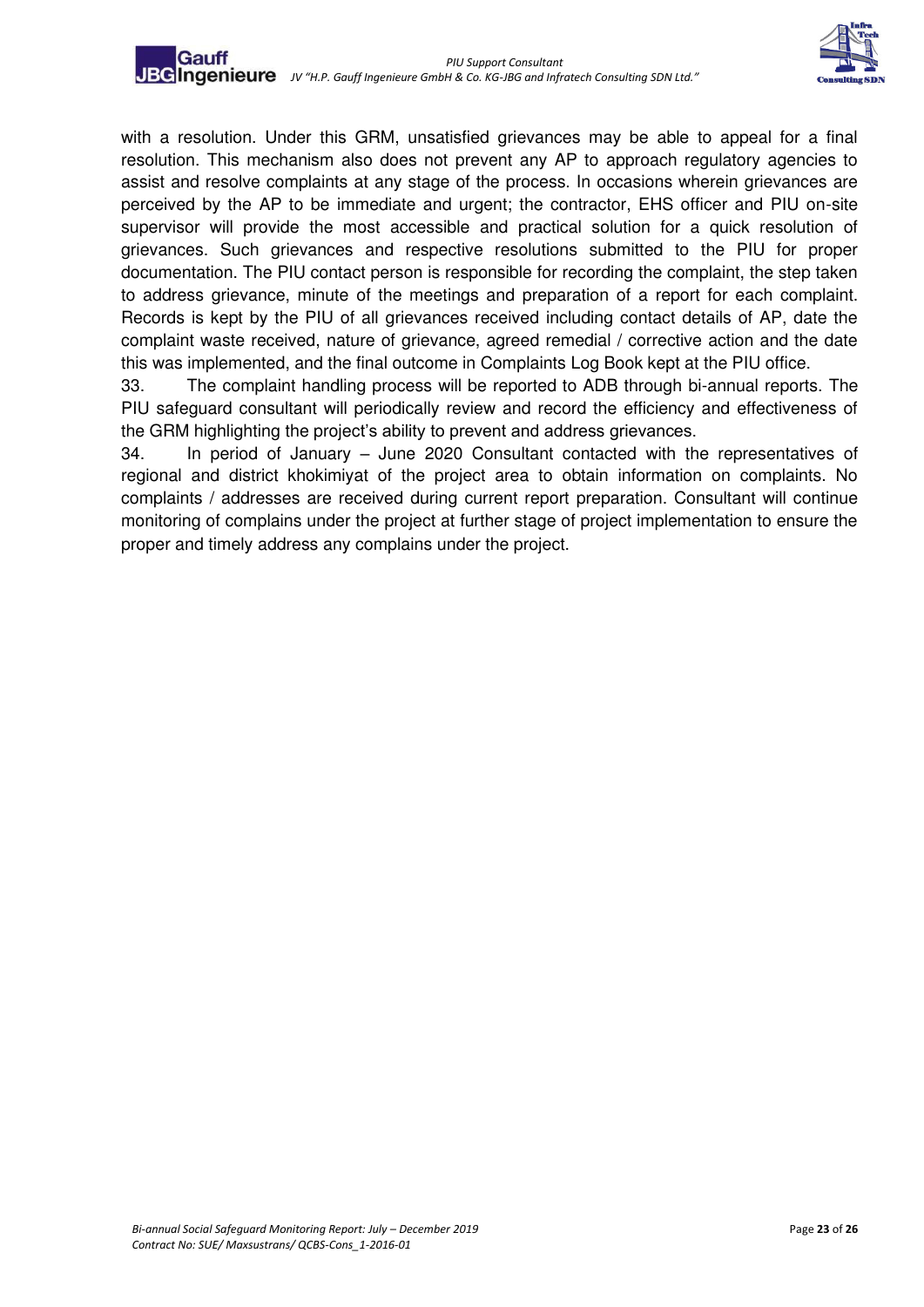with a resolution. Under this GRM, unsatisfied grievances may be able to appeal for a final resolution. This mechanism also does not prevent any AP to approach regulatory agencies to assist and resolve complaints at any stage of the process. In occasions wherein grievances are perceived by the AP to be immediate and urgent; the contractor, EHS officer and PIU on-site supervisor will provide the most accessible and practical solution for a quick resolution of grievances. Such grievances and respective resolutions submitted to the PIU for proper documentation. The PIU contact person is responsible for recording the complaint, the step taken to address grievance, minute of the meetings and preparation of a report for each complaint. Records is kept by the PIU of all grievances received including contact details of AP, date the complaint waste received, nature of grievance, agreed remedial / corrective action and the date this was implemented, and the final outcome in Complaints Log Book kept at the PIU office.

33. The complaint handling process will be reported to ADB through bi-annual reports. The PIU safeguard consultant will periodically review and record the efficiency and effectiveness of the GRM highlighting the project's ability to prevent and address grievances.

34. In period of January – June 2020 Consultant contacted with the representatives of regional and district khokimiyat of the project area to obtain information on complaints. No complaints / addresses are received during current report preparation. Consultant will continue monitoring of complains under the project at further stage of project implementation to ensure the proper and timely address any complains under the project.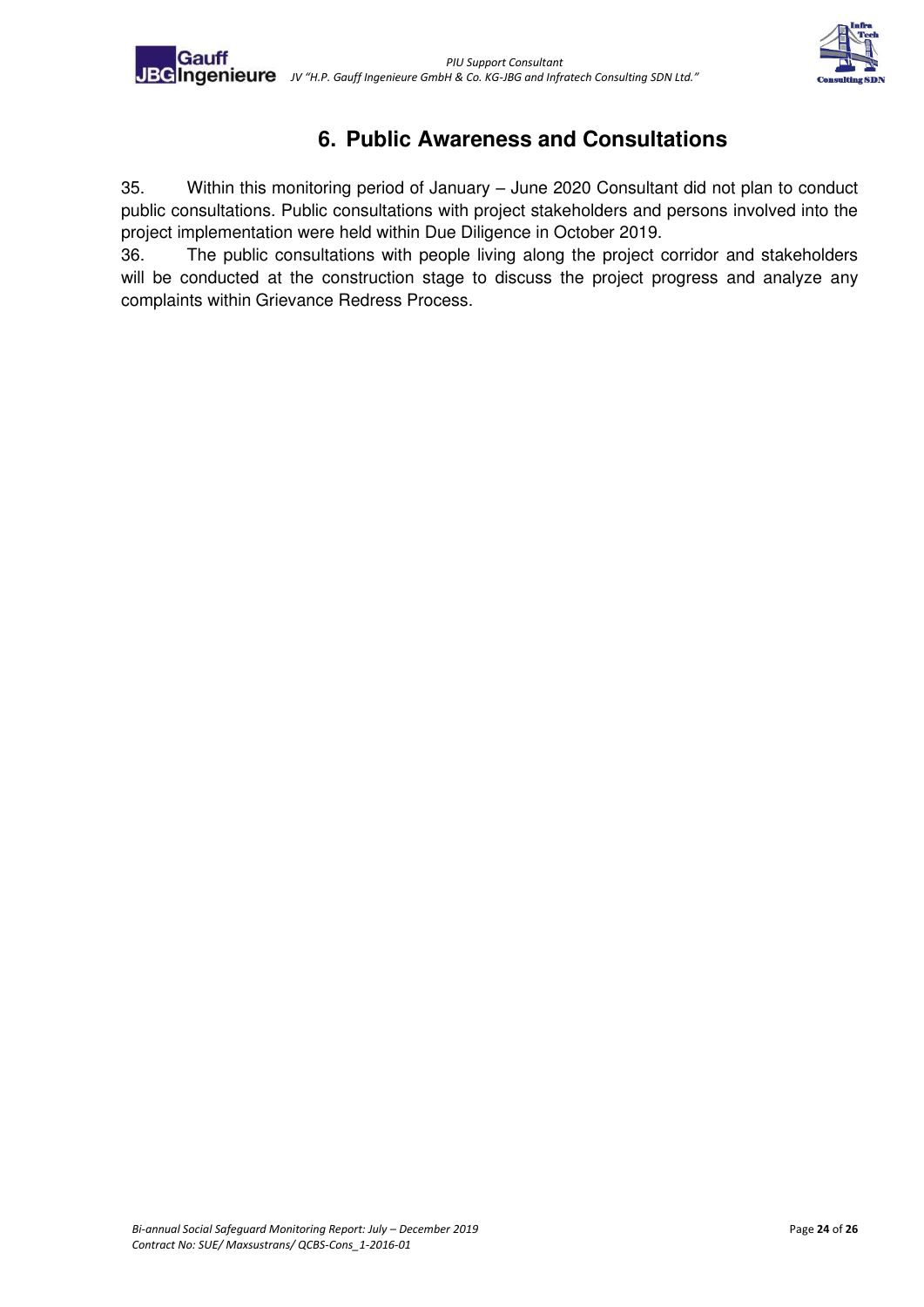# 6. Public Awareness and Consultations

35. Within this monitoring period of January – June 2020 Consultant did not plan to conduct public consultations. Public consultations with project stakeholders and persons involved into the project implementation were held within Due Diligence in October 2019.

36. The public consultations with people living along the project corridor and stakeholders will be conducted at the construction stage to discuss the project progress and analyze any complaints within Grievance Redress Process.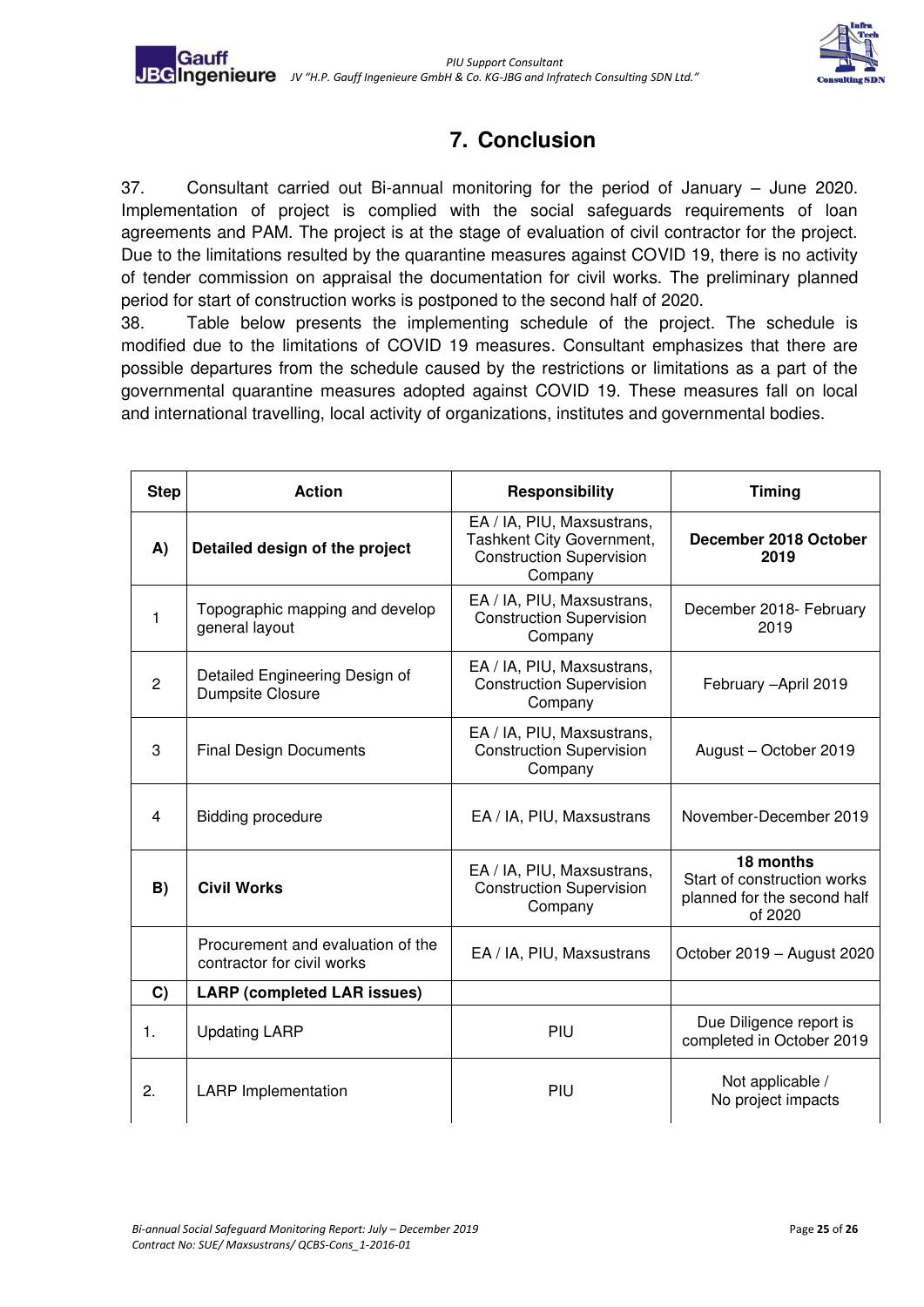# 7. Conclusion

37. Consultant carried out Bi-annual monitoring for the period of January – June 2020. Implementation of project is complied with the social safeguards requirements of loan agreements and PAM. The project is at the stage of evaluation of civil contractor for the project. Due to the limitations resulted by the quarantine measures against COVID 19, there is no activity of tender commission on appraisal the documentation for civil works. The preliminary planned period for start of construction works is postponed to the second half of 2020.

38. Table below presents the implementing schedule of the project. The schedule is modified due to the limitations of COVID 19 measures. Consultant emphasizes that there are possible departures from the schedule caused by the restrictions or limitations as a part of the governmental quarantine measures adopted against COVID 19. These measures fall on local and international travelling, local activity of organizations, institutes and governmental bodies.

| Step | Action | Responsibility | Timing |
|---|---|---|---|
| **A)** | **Detailed design of the project** | EA / IA, PIU, Maxsustrans, Tashkent City Government, Construction Supervision Company | **December 2018 October 2019** |
| 1 | Topographic mapping and develop general layout | EA / IA, PIU, Maxsustrans, Construction Supervision Company | December 2018- February 2019 |
| 2 | Detailed Engineering Design of Dumpsite Closure | EA / IA, PIU, Maxsustrans, Construction Supervision Company | February –April 2019 |
| 3 | Final Design Documents | EA / IA, PIU, Maxsustrans, Construction Supervision Company | August – October 2019 |
| 4 | Bidding procedure | EA / IA, PIU, Maxsustrans | November-December 2019 |
| **B)** | **Civil Works** | EA / IA, PIU, Maxsustrans, Construction Supervision Company | **18 months** Start of construction works planned for the second half of 2020 |
| | Procurement and evaluation of the contractor for civil works | EA / IA, PIU, Maxsustrans | October 2019 – August 2020 |
| **C)** | **LARP (completed LAR issues)** | | |
| 1. | Updating LARP | PIU | Due Diligence report is completed in October 2019 |
| 2. | LARP Implementation | PIU | Not applicable / No project impacts |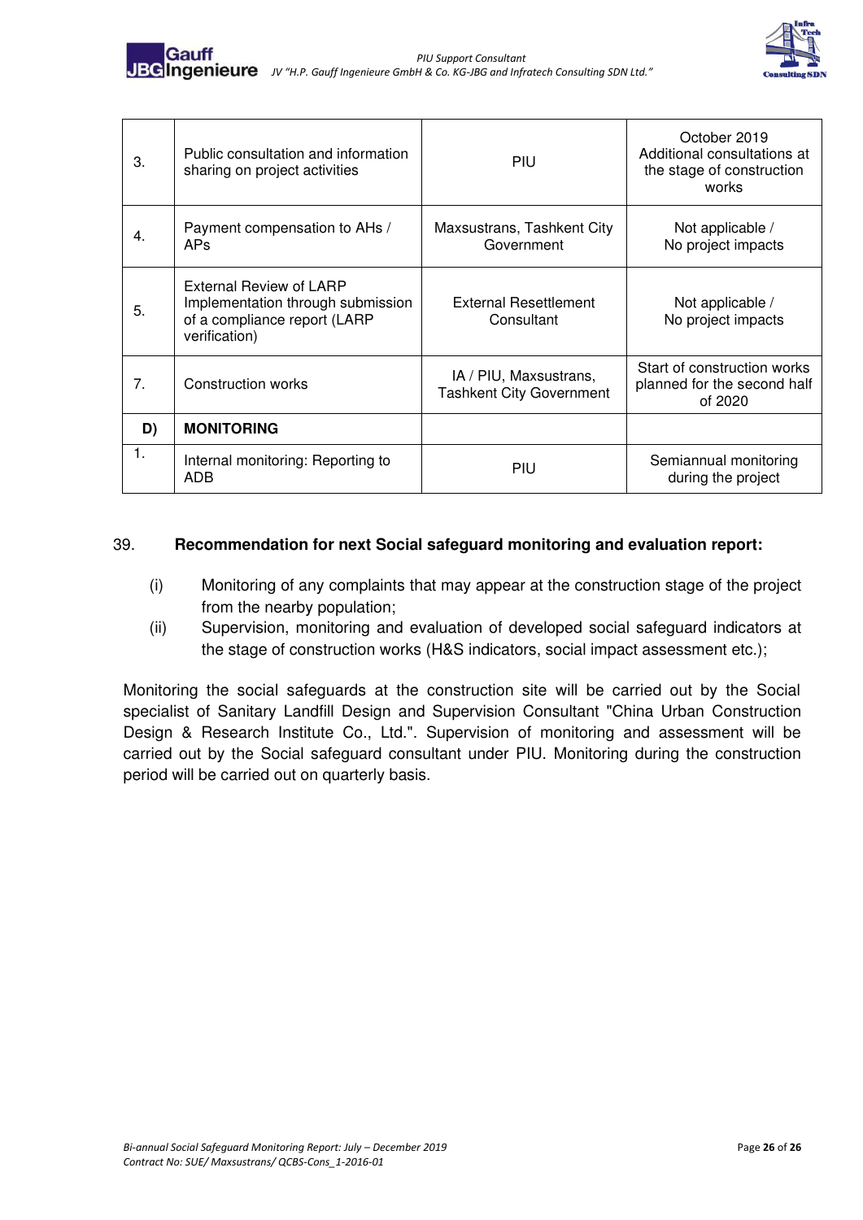| | | | |
|---|---|---|---|
| 3. | Public consultation and information sharing on project activities | PIU | October 2019 Additional consultations at the stage of construction works |
| 4. | Payment compensation to AHs / APs | Maxsustrans, Tashkent City Government | Not applicable / No project impacts |
| 5. | External Review of LARP Implementation through submission of a compliance report (LARP verification) | External Resettlement Consultant | Not applicable / No project impacts |
| 7. | Construction works | IA / PIU, Maxsustrans, Tashkent City Government | Start of construction works planned for the second half of 2020 |
| **D)** | **MONITORING** | | |
| 1. | Internal monitoring: Reporting to ADB | PIU | Semiannual monitoring during the project |

39. **Recommendation for next Social safeguard monitoring and evaluation report:**

(i) Monitoring of any complaints that may appear at the construction stage of the project from the nearby population;

(ii) Supervision, monitoring and evaluation of developed social safeguard indicators at the stage of construction works (H&S indicators, social impact assessment etc.);

Monitoring the social safeguards at the construction site will be carried out by the Social specialist of Sanitary Landfill Design and Supervision Consultant "China Urban Construction Design & Research Institute Co., Ltd.". Supervision of monitoring and assessment will be carried out by the Social safeguard consultant under PIU. Monitoring during the construction period will be carried out on quarterly basis.